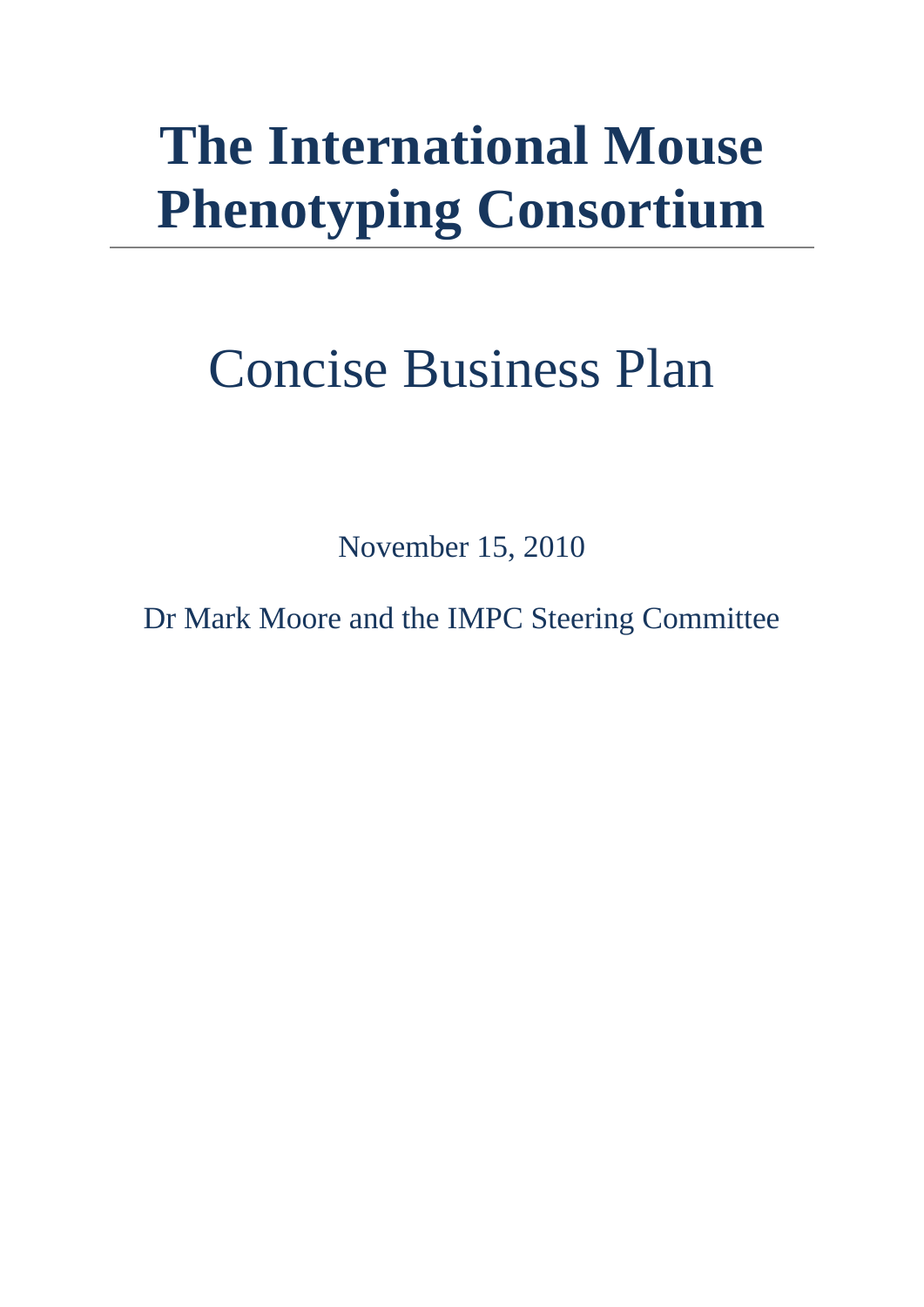# The International Mouse Phenotyping Consortium

## Concise Business Plan

November 15, 2010

Dr Mark Moore and the IMPC Steering Committee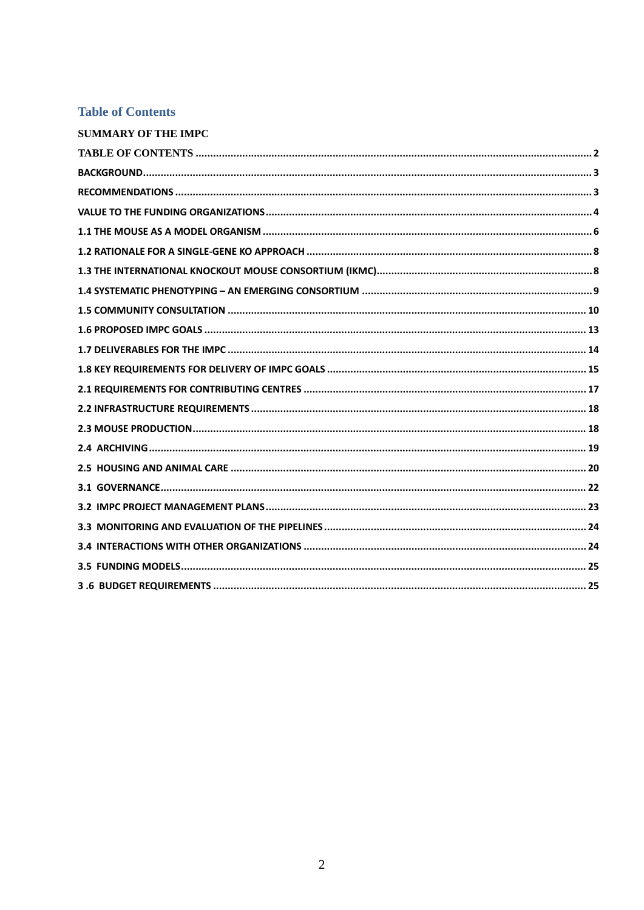## Table of Contents

**SUMMARY OF THE IMPC**

- TABLE OF CONTENTS ..... 2
- BACKGROUND ..... 3
- RECOMMENDATIONS ..... 3
- VALUE TO THE FUNDING ORGANIZATIONS ..... 4
- 1.1 THE MOUSE AS A MODEL ORGANISM ..... 6
- 1.2 RATIONALE FOR A SINGLE-GENE KO APPROACH ..... 8
- 1.3 THE INTERNATIONAL KNOCKOUT MOUSE CONSORTIUM (IKMC) ..... 8
- 1.4 SYSTEMATIC PHENOTYPING – AN EMERGING CONSORTIUM ..... 9
- 1.5 COMMUNITY CONSULTATION ..... 10
- 1.6 PROPOSED IMPC GOALS ..... 13
- 1.7 DELIVERABLES FOR THE IMPC ..... 14
- 1.8 KEY REQUIREMENTS FOR DELIVERY OF IMPC GOALS ..... 15
- 2.1 REQUIREMENTS FOR CONTRIBUTING CENTRES ..... 17
- 2.2 INFRASTRUCTURE REQUIREMENTS ..... 18
- 2.3 MOUSE PRODUCTION ..... 18
- 2.4 ARCHIVING ..... 19
- 2.5 HOUSING AND ANIMAL CARE ..... 20
- 3.1 GOVERNANCE ..... 22
- 3.2 IMPC PROJECT MANAGEMENT PLANS ..... 23
- 3.3 MONITORING AND EVALUATION OF THE PIPELINES ..... 24
- 3.4 INTERACTIONS WITH OTHER ORGANIZATIONS ..... 24
- 3.5 FUNDING MODELS ..... 25
- 3 .6 BUDGET REQUIREMENTS ..... 25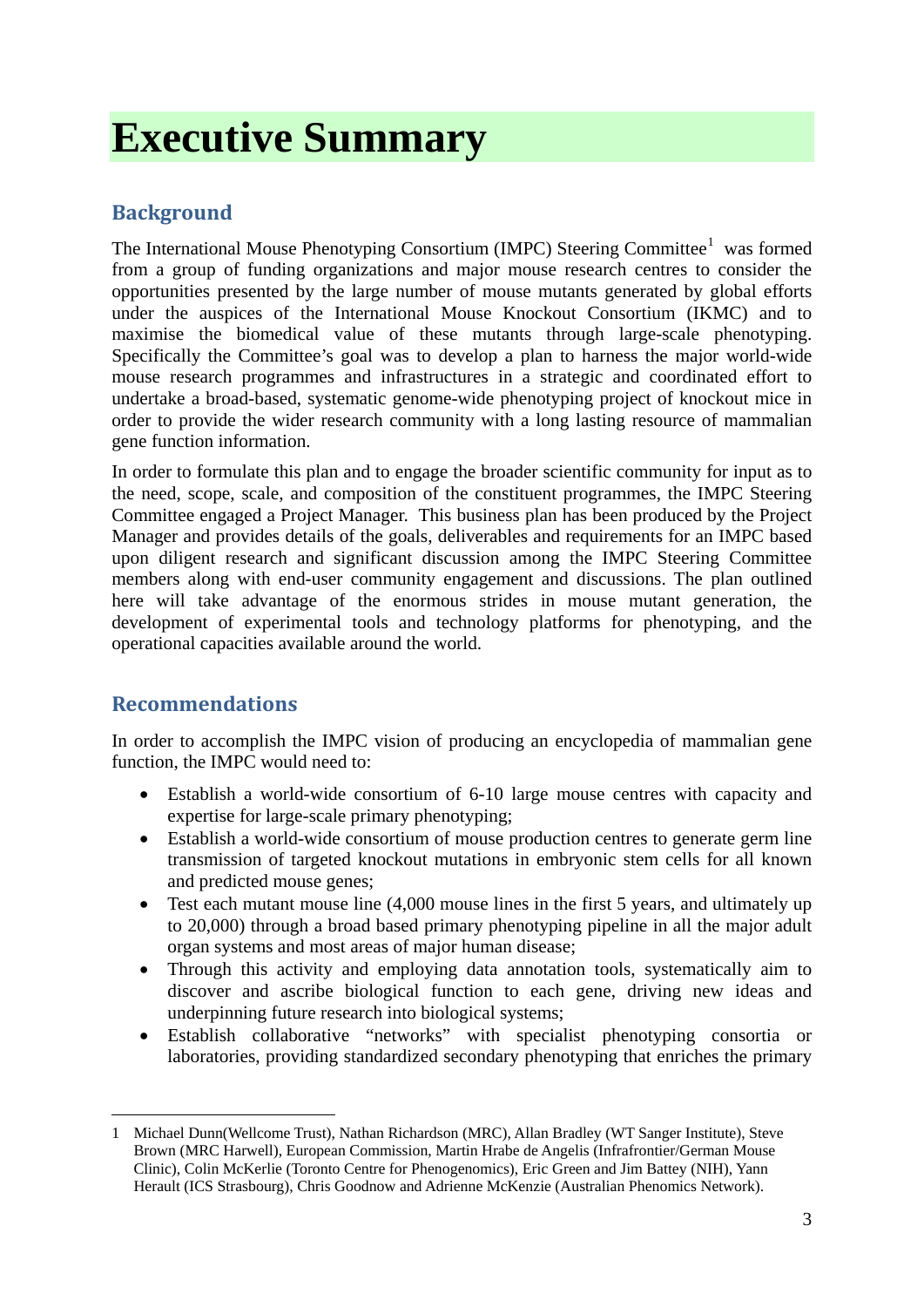# Executive Summary

## Background

The International Mouse Phenotyping Consortium (IMPC) Steering Committee[1] was formed from a group of funding organizations and major mouse research centres to consider the opportunities presented by the large number of mouse mutants generated by global efforts under the auspices of the International Mouse Knockout Consortium (IKMC) and to maximise the biomedical value of these mutants through large-scale phenotyping. Specifically the Committee's goal was to develop a plan to harness the major world-wide mouse research programmes and infrastructures in a strategic and coordinated effort to undertake a broad-based, systematic genome-wide phenotyping project of knockout mice in order to provide the wider research community with a long lasting resource of mammalian gene function information.

In order to formulate this plan and to engage the broader scientific community for input as to the need, scope, scale, and composition of the constituent programmes, the IMPC Steering Committee engaged a Project Manager. This business plan has been produced by the Project Manager and provides details of the goals, deliverables and requirements for an IMPC based upon diligent research and significant discussion among the IMPC Steering Committee members along with end-user community engagement and discussions. The plan outlined here will take advantage of the enormous strides in mouse mutant generation, the development of experimental tools and technology platforms for phenotyping, and the operational capacities available around the world.

## Recommendations

In order to accomplish the IMPC vision of producing an encyclopedia of mammalian gene function, the IMPC would need to:

- Establish a world-wide consortium of 6-10 large mouse centres with capacity and expertise for large-scale primary phenotyping;
- Establish a world-wide consortium of mouse production centres to generate germ line transmission of targeted knockout mutations in embryonic stem cells for all known and predicted mouse genes;
- Test each mutant mouse line (4,000 mouse lines in the first 5 years, and ultimately up to 20,000) through a broad based primary phenotyping pipeline in all the major adult organ systems and most areas of major human disease;
- Through this activity and employing data annotation tools, systematically aim to discover and ascribe biological function to each gene, driving new ideas and underpinning future research into biological systems;
- Establish collaborative "networks" with specialist phenotyping consortia or laboratories, providing standardized secondary phenotyping that enriches the primary

---

1 Michael Dunn(Wellcome Trust), Nathan Richardson (MRC), Allan Bradley (WT Sanger Institute), Steve Brown (MRC Harwell), European Commission, Martin Hrabe de Angelis (Infrafrontier/German Mouse Clinic), Colin McKerlie (Toronto Centre for Phenogenomics), Eric Green and Jim Battey (NIH), Yann Herault (ICS Strasbourg), Chris Goodnow and Adrienne McKenzie (Australian Phenomics Network).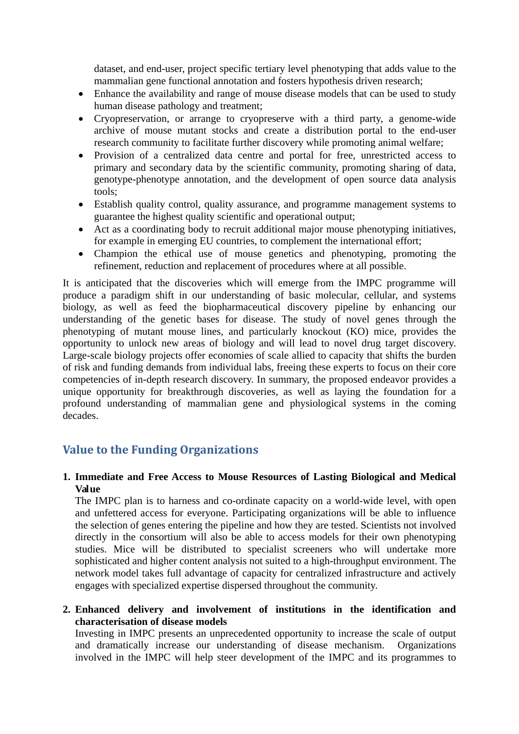dataset, and end-user, project specific tertiary level phenotyping that adds value to the mammalian gene functional annotation and fosters hypothesis driven research;

- Enhance the availability and range of mouse disease models that can be used to study human disease pathology and treatment;
- Cryopreservation, or arrange to cryopreserve with a third party, a genome-wide archive of mouse mutant stocks and create a distribution portal to the end-user research community to facilitate further discovery while promoting animal welfare;
- Provision of a centralized data centre and portal for free, unrestricted access to primary and secondary data by the scientific community, promoting sharing of data, genotype-phenotype annotation, and the development of open source data analysis tools;
- Establish quality control, quality assurance, and programme management systems to guarantee the highest quality scientific and operational output;
- Act as a coordinating body to recruit additional major mouse phenotyping initiatives, for example in emerging EU countries, to complement the international effort;
- Champion the ethical use of mouse genetics and phenotyping, promoting the refinement, reduction and replacement of procedures where at all possible.

It is anticipated that the discoveries which will emerge from the IMPC programme will produce a paradigm shift in our understanding of basic molecular, cellular, and systems biology, as well as feed the biopharmaceutical discovery pipeline by enhancing our understanding of the genetic bases for disease. The study of novel genes through the phenotyping of mutant mouse lines, and particularly knockout (KO) mice, provides the opportunity to unlock new areas of biology and will lead to novel drug target discovery. Large-scale biology projects offer economies of scale allied to capacity that shifts the burden of risk and funding demands from individual labs, freeing these experts to focus on their core competencies of in-depth research discovery. In summary, the proposed endeavor provides a unique opportunity for breakthrough discoveries, as well as laying the foundation for a profound understanding of mammalian gene and physiological systems in the coming decades.

## Value to the Funding Organizations

1. **Immediate and Free Access to Mouse Resources of Lasting Biological and Medical Value**
   The IMPC plan is to harness and co-ordinate capacity on a world-wide level, with open and unfettered access for everyone. Participating organizations will be able to influence the selection of genes entering the pipeline and how they are tested. Scientists not involved directly in the consortium will also be able to access models for their own phenotyping studies. Mice will be distributed to specialist screeners who will undertake more sophisticated and higher content analysis not suited to a high-throughput environment. The network model takes full advantage of capacity for centralized infrastructure and actively engages with specialized expertise dispersed throughout the community.

2. **Enhanced delivery and involvement of institutions in the identification and characterisation of disease models**
   Investing in IMPC presents an unprecedented opportunity to increase the scale of output and dramatically increase our understanding of disease mechanism. Organizations involved in the IMPC will help steer development of the IMPC and its programmes to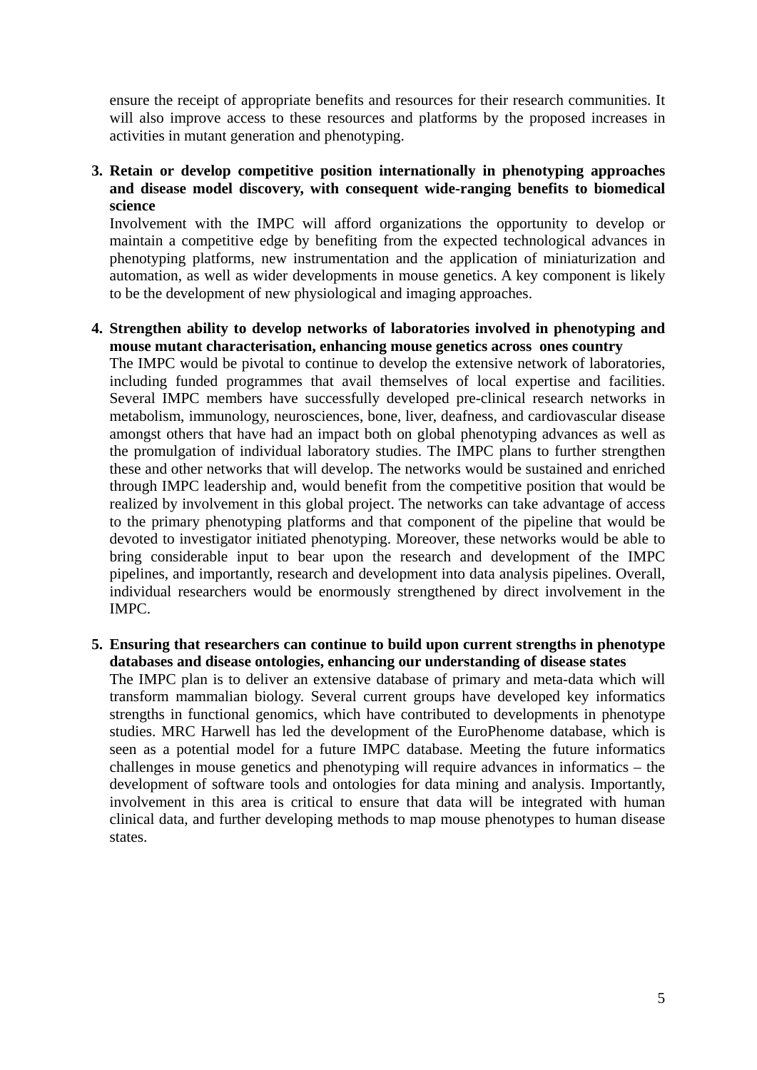ensure the receipt of appropriate benefits and resources for their research communities. It will also improve access to these resources and platforms by the proposed increases in activities in mutant generation and phenotyping.

3. **Retain or develop competitive position internationally in phenotyping approaches and disease model discovery, with consequent wide-ranging benefits to biomedical science**
   Involvement with the IMPC will afford organizations the opportunity to develop or maintain a competitive edge by benefiting from the expected technological advances in phenotyping platforms, new instrumentation and the application of miniaturization and automation, as well as wider developments in mouse genetics. A key component is likely to be the development of new physiological and imaging approaches.

4. **Strengthen ability to develop networks of laboratories involved in phenotyping and mouse mutant characterisation, enhancing mouse genetics across ones country**
   The IMPC would be pivotal to continue to develop the extensive network of laboratories, including funded programmes that avail themselves of local expertise and facilities. Several IMPC members have successfully developed pre-clinical research networks in metabolism, immunology, neurosciences, bone, liver, deafness, and cardiovascular disease amongst others that have had an impact both on global phenotyping advances as well as the promulgation of individual laboratory studies. The IMPC plans to further strengthen these and other networks that will develop. The networks would be sustained and enriched through IMPC leadership and, would benefit from the competitive position that would be realized by involvement in this global project. The networks can take advantage of access to the primary phenotyping platforms and that component of the pipeline that would be devoted to investigator initiated phenotyping. Moreover, these networks would be able to bring considerable input to bear upon the research and development of the IMPC pipelines, and importantly, research and development into data analysis pipelines. Overall, individual researchers would be enormously strengthened by direct involvement in the IMPC.

5. **Ensuring that researchers can continue to build upon current strengths in phenotype databases and disease ontologies, enhancing our understanding of disease states**
   The IMPC plan is to deliver an extensive database of primary and meta-data which will transform mammalian biology. Several current groups have developed key informatics strengths in functional genomics, which have contributed to developments in phenotype studies. MRC Harwell has led the development of the EuroPhenome database, which is seen as a potential model for a future IMPC database. Meeting the future informatics challenges in mouse genetics and phenotyping will require advances in informatics – the development of software tools and ontologies for data mining and analysis. Importantly, involvement in this area is critical to ensure that data will be integrated with human clinical data, and further developing methods to map mouse phenotypes to human disease states.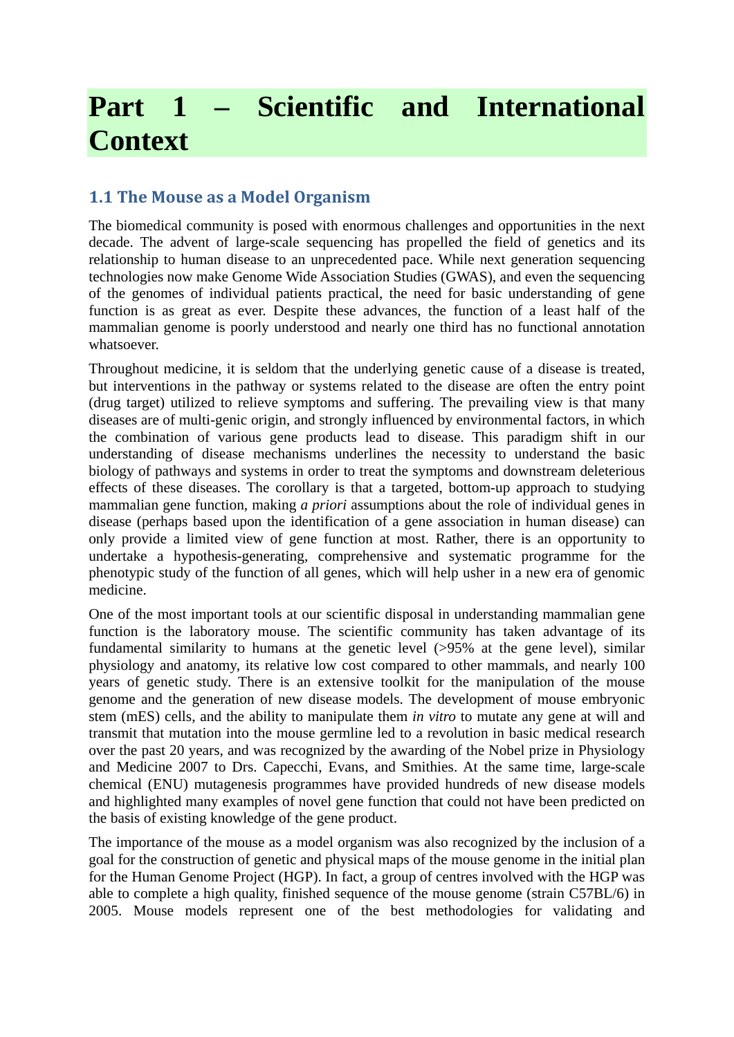# Part 1 – Scientific and International Context

## 1.1 The Mouse as a Model Organism

The biomedical community is posed with enormous challenges and opportunities in the next decade. The advent of large-scale sequencing has propelled the field of genetics and its relationship to human disease to an unprecedented pace. While next generation sequencing technologies now make Genome Wide Association Studies (GWAS), and even the sequencing of the genomes of individual patients practical, the need for basic understanding of gene function is as great as ever. Despite these advances, the function of a least half of the mammalian genome is poorly understood and nearly one third has no functional annotation whatsoever.

Throughout medicine, it is seldom that the underlying genetic cause of a disease is treated, but interventions in the pathway or systems related to the disease are often the entry point (drug target) utilized to relieve symptoms and suffering. The prevailing view is that many diseases are of multi-genic origin, and strongly influenced by environmental factors, in which the combination of various gene products lead to disease. This paradigm shift in our understanding of disease mechanisms underlines the necessity to understand the basic biology of pathways and systems in order to treat the symptoms and downstream deleterious effects of these diseases. The corollary is that a targeted, bottom-up approach to studying mammalian gene function, making *a priori* assumptions about the role of individual genes in disease (perhaps based upon the identification of a gene association in human disease) can only provide a limited view of gene function at most. Rather, there is an opportunity to undertake a hypothesis-generating, comprehensive and systematic programme for the phenotypic study of the function of all genes, which will help usher in a new era of genomic medicine.

One of the most important tools at our scientific disposal in understanding mammalian gene function is the laboratory mouse. The scientific community has taken advantage of its fundamental similarity to humans at the genetic level (>95% at the gene level), similar physiology and anatomy, its relative low cost compared to other mammals, and nearly 100 years of genetic study. There is an extensive toolkit for the manipulation of the mouse genome and the generation of new disease models. The development of mouse embryonic stem (mES) cells, and the ability to manipulate them *in vitro* to mutate any gene at will and transmit that mutation into the mouse germline led to a revolution in basic medical research over the past 20 years, and was recognized by the awarding of the Nobel prize in Physiology and Medicine 2007 to Drs. Capecchi, Evans, and Smithies. At the same time, large-scale chemical (ENU) mutagenesis programmes have provided hundreds of new disease models and highlighted many examples of novel gene function that could not have been predicted on the basis of existing knowledge of the gene product.

The importance of the mouse as a model organism was also recognized by the inclusion of a goal for the construction of genetic and physical maps of the mouse genome in the initial plan for the Human Genome Project (HGP). In fact, a group of centres involved with the HGP was able to complete a high quality, finished sequence of the mouse genome (strain C57BL/6) in 2005. Mouse models represent one of the best methodologies for validating and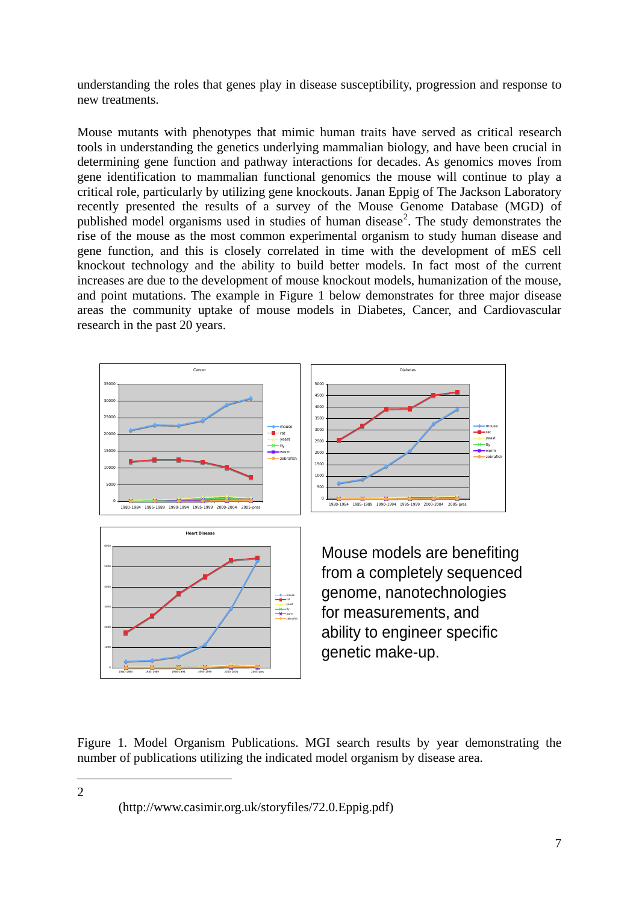understanding the roles that genes play in disease susceptibility, progression and response to new treatments.

Mouse mutants with phenotypes that mimic human traits have served as critical research tools in understanding the genetics underlying mammalian biology, and have been crucial in determining gene function and pathway interactions for decades. As genomics moves from gene identification to mammalian functional genomics the mouse will continue to play a critical role, particularly by utilizing gene knockouts. Janan Eppig of The Jackson Laboratory recently presented the results of a survey of the Mouse Genome Database (MGD) of published model organisms used in studies of human disease[2]. The study demonstrates the rise of the mouse as the most common experimental organism to study human disease and gene function, and this is closely correlated in time with the development of mES cell knockout technology and the ability to build better models. In fact most of the current increases are due to the development of mouse knockout models, humanization of the mouse, and point mutations. The example in Figure 1 below demonstrates for three major disease areas the community uptake of mouse models in Diabetes, Cancer, and Cardiovascular research in the past 20 years.

Mouse models are benefiting from a completely sequenced genome, nanotechnologies for measurements, and ability to engineer specific genetic make-up.

Figure 1. Model Organism Publications. MGI search results by year demonstrating the number of publications utilizing the indicated model organism by disease area.

---

2 (http://www.casimir.org.uk/storyfiles/72.0.Eppig.pdf)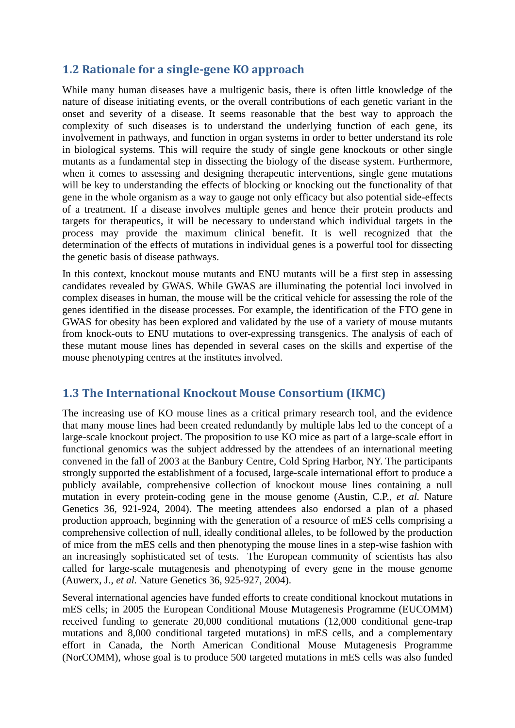## 1.2 Rationale for a single-gene KO approach

While many human diseases have a multigenic basis, there is often little knowledge of the nature of disease initiating events, or the overall contributions of each genetic variant in the onset and severity of a disease. It seems reasonable that the best way to approach the complexity of such diseases is to understand the underlying function of each gene, its involvement in pathways, and function in organ systems in order to better understand its role in biological systems. This will require the study of single gene knockouts or other single mutants as a fundamental step in dissecting the biology of the disease system. Furthermore, when it comes to assessing and designing therapeutic interventions, single gene mutations will be key to understanding the effects of blocking or knocking out the functionality of that gene in the whole organism as a way to gauge not only efficacy but also potential side-effects of a treatment. If a disease involves multiple genes and hence their protein products and targets for therapeutics, it will be necessary to understand which individual targets in the process may provide the maximum clinical benefit. It is well recognized that the determination of the effects of mutations in individual genes is a powerful tool for dissecting the genetic basis of disease pathways.

In this context, knockout mouse mutants and ENU mutants will be a first step in assessing candidates revealed by GWAS. While GWAS are illuminating the potential loci involved in complex diseases in human, the mouse will be the critical vehicle for assessing the role of the genes identified in the disease processes. For example, the identification of the FTO gene in GWAS for obesity has been explored and validated by the use of a variety of mouse mutants from knock-outs to ENU mutations to over-expressing transgenics. The analysis of each of these mutant mouse lines has depended in several cases on the skills and expertise of the mouse phenotyping centres at the institutes involved.

## 1.3 The International Knockout Mouse Consortium (IKMC)

The increasing use of KO mouse lines as a critical primary research tool, and the evidence that many mouse lines had been created redundantly by multiple labs led to the concept of a large-scale knockout project. The proposition to use KO mice as part of a large-scale effort in functional genomics was the subject addressed by the attendees of an international meeting convened in the fall of 2003 at the Banbury Centre, Cold Spring Harbor, NY. The participants strongly supported the establishment of a focused, large-scale international effort to produce a publicly available, comprehensive collection of knockout mouse lines containing a null mutation in every protein-coding gene in the mouse genome (Austin, C.P., *et al.* Nature Genetics 36, 921-924, 2004). The meeting attendees also endorsed a plan of a phased production approach, beginning with the generation of a resource of mES cells comprising a comprehensive collection of null, ideally conditional alleles, to be followed by the production of mice from the mES cells and then phenotyping the mouse lines in a step-wise fashion with an increasingly sophisticated set of tests. The European community of scientists has also called for large-scale mutagenesis and phenotyping of every gene in the mouse genome (Auwerx, J., *et al.* Nature Genetics 36, 925-927, 2004).

Several international agencies have funded efforts to create conditional knockout mutations in mES cells; in 2005 the European Conditional Mouse Mutagenesis Programme (EUCOMM) received funding to generate 20,000 conditional mutations (12,000 conditional gene-trap mutations and 8,000 conditional targeted mutations) in mES cells, and a complementary effort in Canada, the North American Conditional Mouse Mutagenesis Programme (NorCOMM), whose goal is to produce 500 targeted mutations in mES cells was also funded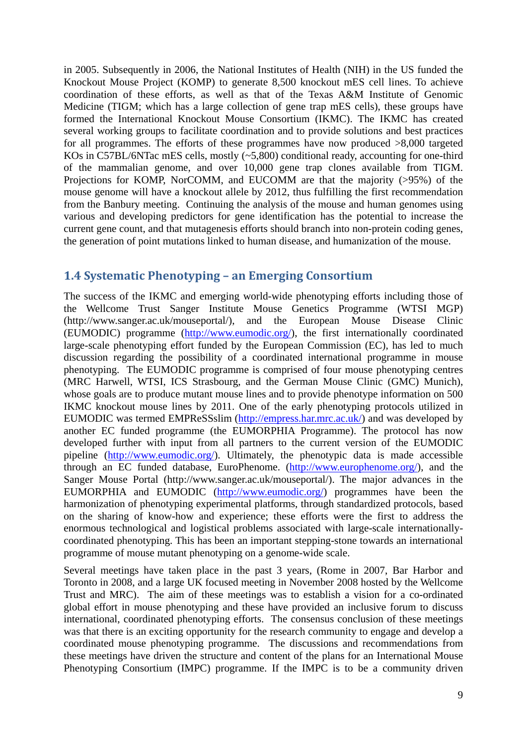in 2005. Subsequently in 2006, the National Institutes of Health (NIH) in the US funded the Knockout Mouse Project (KOMP) to generate 8,500 knockout mES cell lines. To achieve coordination of these efforts, as well as that of the Texas A&M Institute of Genomic Medicine (TIGM; which has a large collection of gene trap mES cells), these groups have formed the International Knockout Mouse Consortium (IKMC). The IKMC has created several working groups to facilitate coordination and to provide solutions and best practices for all programmes. The efforts of these programmes have now produced >8,000 targeted KOs in C57BL/6NTac mES cells, mostly (~5,800) conditional ready, accounting for one-third of the mammalian genome, and over 10,000 gene trap clones available from TIGM. Projections for KOMP, NorCOMM, and EUCOMM are that the majority (>95%) of the mouse genome will have a knockout allele by 2012, thus fulfilling the first recommendation from the Banbury meeting. Continuing the analysis of the mouse and human genomes using various and developing predictors for gene identification has the potential to increase the current gene count, and that mutagenesis efforts should branch into non-protein coding genes, the generation of point mutations linked to human disease, and humanization of the mouse.

## 1.4 Systematic Phenotyping – an Emerging Consortium

The success of the IKMC and emerging world-wide phenotyping efforts including those of the Wellcome Trust Sanger Institute Mouse Genetics Programme (WTSI MGP) (http://www.sanger.ac.uk/mouseportal/), and the European Mouse Disease Clinic (EUMODIC) programme (http://www.eumodic.org/), the first internationally coordinated large-scale phenotyping effort funded by the European Commission (EC), has led to much discussion regarding the possibility of a coordinated international programme in mouse phenotyping. The EUMODIC programme is comprised of four mouse phenotyping centres (MRC Harwell, WTSI, ICS Strasbourg, and the German Mouse Clinic (GMC) Munich), whose goals are to produce mutant mouse lines and to provide phenotype information on 500 IKMC knockout mouse lines by 2011. One of the early phenotyping protocols utilized in EUMODIC was termed EMPReSSslim (http://empress.har.mrc.ac.uk/) and was developed by another EC funded programme (the EUMORPHIA Programme). The protocol has now developed further with input from all partners to the current version of the EUMODIC pipeline (http://www.eumodic.org/). Ultimately, the phenotypic data is made accessible through an EC funded database, EuroPhenome. (http://www.europhenome.org/), and the Sanger Mouse Portal (http://www.sanger.ac.uk/mouseportal/). The major advances in the EUMORPHIA and EUMODIC (http://www.eumodic.org/) programmes have been the harmonization of phenotyping experimental platforms, through standardized protocols, based on the sharing of know-how and experience; these efforts were the first to address the enormous technological and logistical problems associated with large-scale internationally-coordinated phenotyping. This has been an important stepping-stone towards an international programme of mouse mutant phenotyping on a genome-wide scale.

Several meetings have taken place in the past 3 years, (Rome in 2007, Bar Harbor and Toronto in 2008, and a large UK focused meeting in November 2008 hosted by the Wellcome Trust and MRC). The aim of these meetings was to establish a vision for a co-ordinated global effort in mouse phenotyping and these have provided an inclusive forum to discuss international, coordinated phenotyping efforts. The consensus conclusion of these meetings was that there is an exciting opportunity for the research community to engage and develop a coordinated mouse phenotyping programme. The discussions and recommendations from these meetings have driven the structure and content of the plans for an International Mouse Phenotyping Consortium (IMPC) programme. If the IMPC is to be a community driven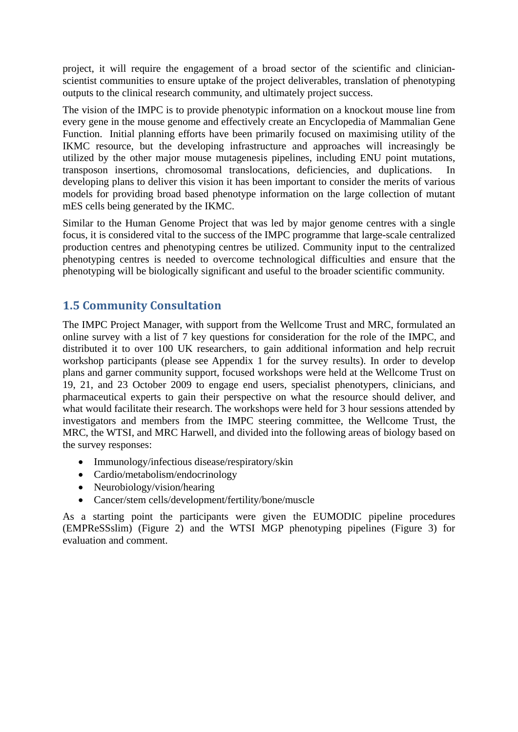project, it will require the engagement of a broad sector of the scientific and clinician-scientist communities to ensure uptake of the project deliverables, translation of phenotyping outputs to the clinical research community, and ultimately project success.

The vision of the IMPC is to provide phenotypic information on a knockout mouse line from every gene in the mouse genome and effectively create an Encyclopedia of Mammalian Gene Function. Initial planning efforts have been primarily focused on maximising utility of the IKMC resource, but the developing infrastructure and approaches will increasingly be utilized by the other major mouse mutagenesis pipelines, including ENU point mutations, transposon insertions, chromosomal translocations, deficiencies, and duplications. In developing plans to deliver this vision it has been important to consider the merits of various models for providing broad based phenotype information on the large collection of mutant mES cells being generated by the IKMC.

Similar to the Human Genome Project that was led by major genome centres with a single focus, it is considered vital to the success of the IMPC programme that large-scale centralized production centres and phenotyping centres be utilized. Community input to the centralized phenotyping centres is needed to overcome technological difficulties and ensure that the phenotyping will be biologically significant and useful to the broader scientific community.

## 1.5 Community Consultation

The IMPC Project Manager, with support from the Wellcome Trust and MRC, formulated an online survey with a list of 7 key questions for consideration for the role of the IMPC, and distributed it to over 100 UK researchers, to gain additional information and help recruit workshop participants (please see Appendix 1 for the survey results). In order to develop plans and garner community support, focused workshops were held at the Wellcome Trust on 19, 21, and 23 October 2009 to engage end users, specialist phenotypers, clinicians, and pharmaceutical experts to gain their perspective on what the resource should deliver, and what would facilitate their research. The workshops were held for 3 hour sessions attended by investigators and members from the IMPC steering committee, the Wellcome Trust, the MRC, the WTSI, and MRC Harwell, and divided into the following areas of biology based on the survey responses:

- Immunology/infectious disease/respiratory/skin
- Cardio/metabolism/endocrinology
- Neurobiology/vision/hearing
- Cancer/stem cells/development/fertility/bone/muscle

As a starting point the participants were given the EUMODIC pipeline procedures (EMPReSSslim) (Figure 2) and the WTSI MGP phenotyping pipelines (Figure 3) for evaluation and comment.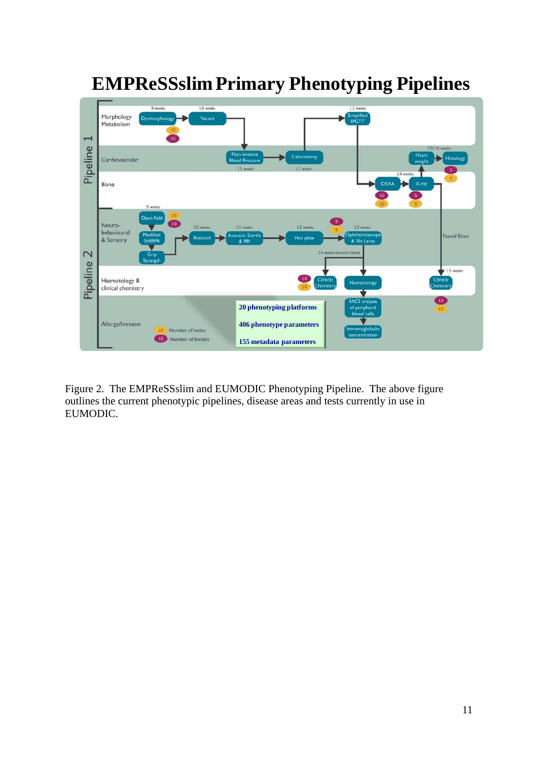# EMPReSSslim Primary Phenotyping Pipelines

Figure 2. The EMPReSSslim and EUMODIC Phenotyping Pipeline. The above figure outlines the current phenotypic pipelines, disease areas and tests currently in use in EUMODIC.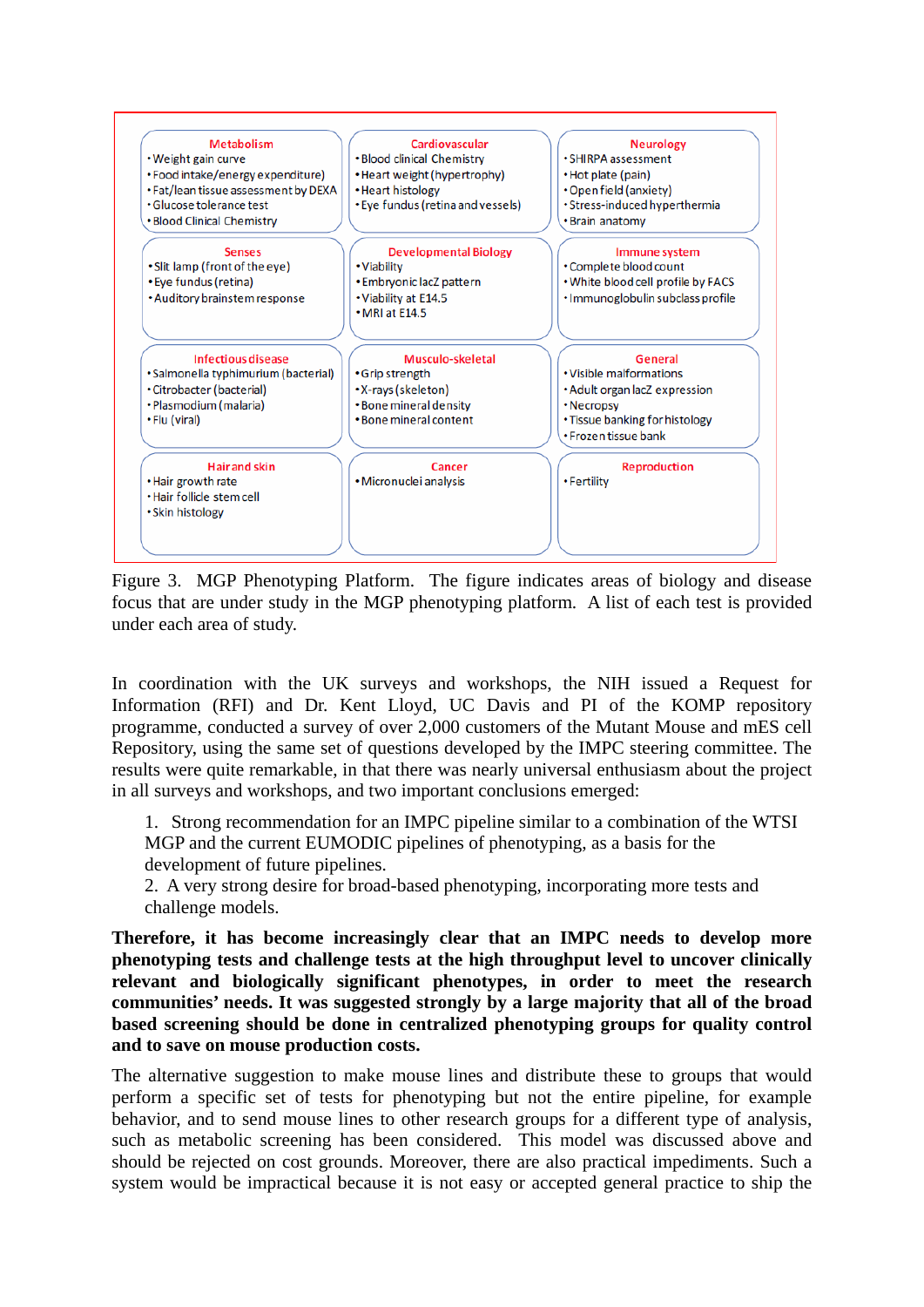| Metabolism | Cardiovascular | Neurology |
|---|---|---|
| • Weight gain curve<br>• Food intake/energy expenditure)<br>• Fat/lean tissue assessment by DEXA<br>• Glucose tolerance test<br>• Blood Clinical Chemistry | • Blood clinical Chemistry<br>• Heart weight (hypertrophy)<br>• Heart histology<br>• Eye fundus (retina and vessels) | • SHIRPA assessment<br>• Hot plate (pain)<br>• Open field (anxiety)<br>• Stress-induced hyperthermia<br>• Brain anatomy |
| **Senses** | **Developmental Biology** | **Immune system** |
| • Slit lamp (front of the eye)<br>• Eye fundus (retina)<br>• Auditory brainstem response | • Viability<br>• Embryonic lacZ pattern<br>• Viability at E14.5<br>• MRI at E14.5 | • Complete blood count<br>• White blood cell profile by FACS<br>• Immunoglobulin subclass profile |
| **Infectious disease** | **Musculo-skeletal** | **General** |
| • Salmonella typhimurium (bacterial)<br>• Citrobacter (bacterial)<br>• Plasmodium (malaria)<br>• Flu (viral) | • Grip strength<br>• X-rays (skeleton)<br>• Bone mineral density<br>• Bone mineral content | • Visible malformations<br>• Adult organ lacZ expression<br>• Necropsy<br>• Tissue banking for histology<br>• Frozen tissue bank |
| **Hair and skin** | **Cancer** | **Reproduction** |
| • Hair growth rate<br>• Hair follicle stem cell<br>• Skin histology | • Micronuclei analysis | • Fertility |

Figure 3. MGP Phenotyping Platform. The figure indicates areas of biology and disease focus that are under study in the MGP phenotyping platform. A list of each test is provided under each area of study.

In coordination with the UK surveys and workshops, the NIH issued a Request for Information (RFI) and Dr. Kent Lloyd, UC Davis and PI of the KOMP repository programme, conducted a survey of over 2,000 customers of the Mutant Mouse and mES cell Repository, using the same set of questions developed by the IMPC steering committee. The results were quite remarkable, in that there was nearly universal enthusiasm about the project in all surveys and workshops, and two important conclusions emerged:

1. Strong recommendation for an IMPC pipeline similar to a combination of the WTSI MGP and the current EUMODIC pipelines of phenotyping, as a basis for the development of future pipelines.
2. A very strong desire for broad-based phenotyping, incorporating more tests and challenge models.

**Therefore, it has become increasingly clear that an IMPC needs to develop more phenotyping tests and challenge tests at the high throughput level to uncover clinically relevant and biologically significant phenotypes, in order to meet the research communities' needs. It was suggested strongly by a large majority that all of the broad based screening should be done in centralized phenotyping groups for quality control and to save on mouse production costs.**

The alternative suggestion to make mouse lines and distribute these to groups that would perform a specific set of tests for phenotyping but not the entire pipeline, for example behavior, and to send mouse lines to other research groups for a different type of analysis, such as metabolic screening has been considered. This model was discussed above and should be rejected on cost grounds. Moreover, there are also practical impediments. Such a system would be impractical because it is not easy or accepted general practice to ship the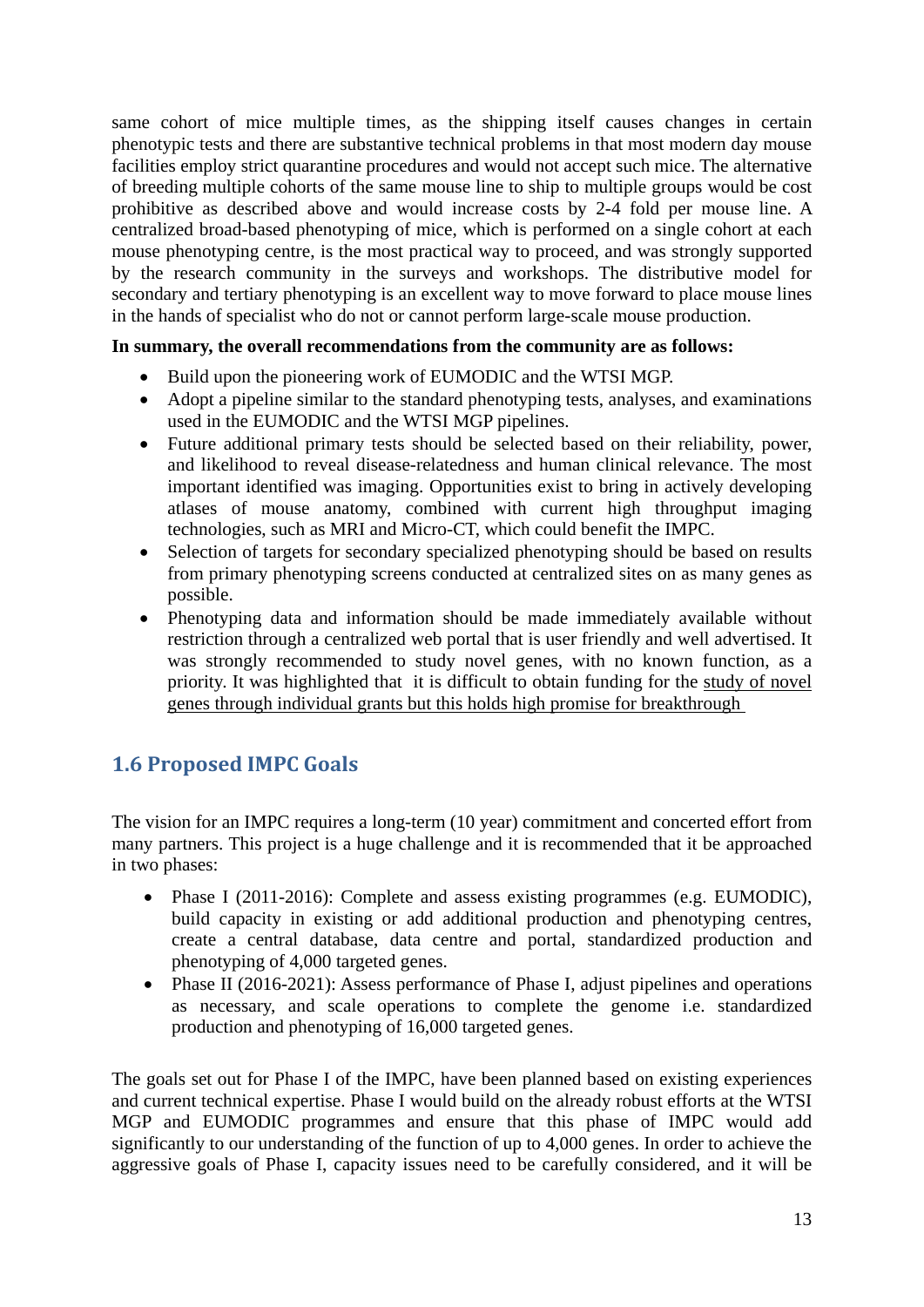same cohort of mice multiple times, as the shipping itself causes changes in certain phenotypic tests and there are substantive technical problems in that most modern day mouse facilities employ strict quarantine procedures and would not accept such mice. The alternative of breeding multiple cohorts of the same mouse line to ship to multiple groups would be cost prohibitive as described above and would increase costs by 2-4 fold per mouse line. A centralized broad-based phenotyping of mice, which is performed on a single cohort at each mouse phenotyping centre, is the most practical way to proceed, and was strongly supported by the research community in the surveys and workshops. The distributive model for secondary and tertiary phenotyping is an excellent way to move forward to place mouse lines in the hands of specialist who do not or cannot perform large-scale mouse production.

**In summary, the overall recommendations from the community are as follows:**

- Build upon the pioneering work of EUMODIC and the WTSI MGP.
- Adopt a pipeline similar to the standard phenotyping tests, analyses, and examinations used in the EUMODIC and the WTSI MGP pipelines.
- Future additional primary tests should be selected based on their reliability, power, and likelihood to reveal disease-relatedness and human clinical relevance. The most important identified was imaging. Opportunities exist to bring in actively developing atlases of mouse anatomy, combined with current high throughput imaging technologies, such as MRI and Micro-CT, which could benefit the IMPC.
- Selection of targets for secondary specialized phenotyping should be based on results from primary phenotyping screens conducted at centralized sites on as many genes as possible.
- Phenotyping data and information should be made immediately available without restriction through a centralized web portal that is user friendly and well advertised. It was strongly recommended to study novel genes, with no known function, as a priority. It was highlighted that it is difficult to obtain funding for the study of novel genes through individual grants but this holds high promise for breakthrough

## 1.6 Proposed IMPC Goals

The vision for an IMPC requires a long-term (10 year) commitment and concerted effort from many partners. This project is a huge challenge and it is recommended that it be approached in two phases:

- Phase I (2011-2016): Complete and assess existing programmes (e.g. EUMODIC), build capacity in existing or add additional production and phenotyping centres, create a central database, data centre and portal, standardized production and phenotyping of 4,000 targeted genes.
- Phase II (2016-2021): Assess performance of Phase I, adjust pipelines and operations as necessary, and scale operations to complete the genome i.e. standardized production and phenotyping of 16,000 targeted genes.

The goals set out for Phase I of the IMPC, have been planned based on existing experiences and current technical expertise. Phase I would build on the already robust efforts at the WTSI MGP and EUMODIC programmes and ensure that this phase of IMPC would add significantly to our understanding of the function of up to 4,000 genes. In order to achieve the aggressive goals of Phase I, capacity issues need to be carefully considered, and it will be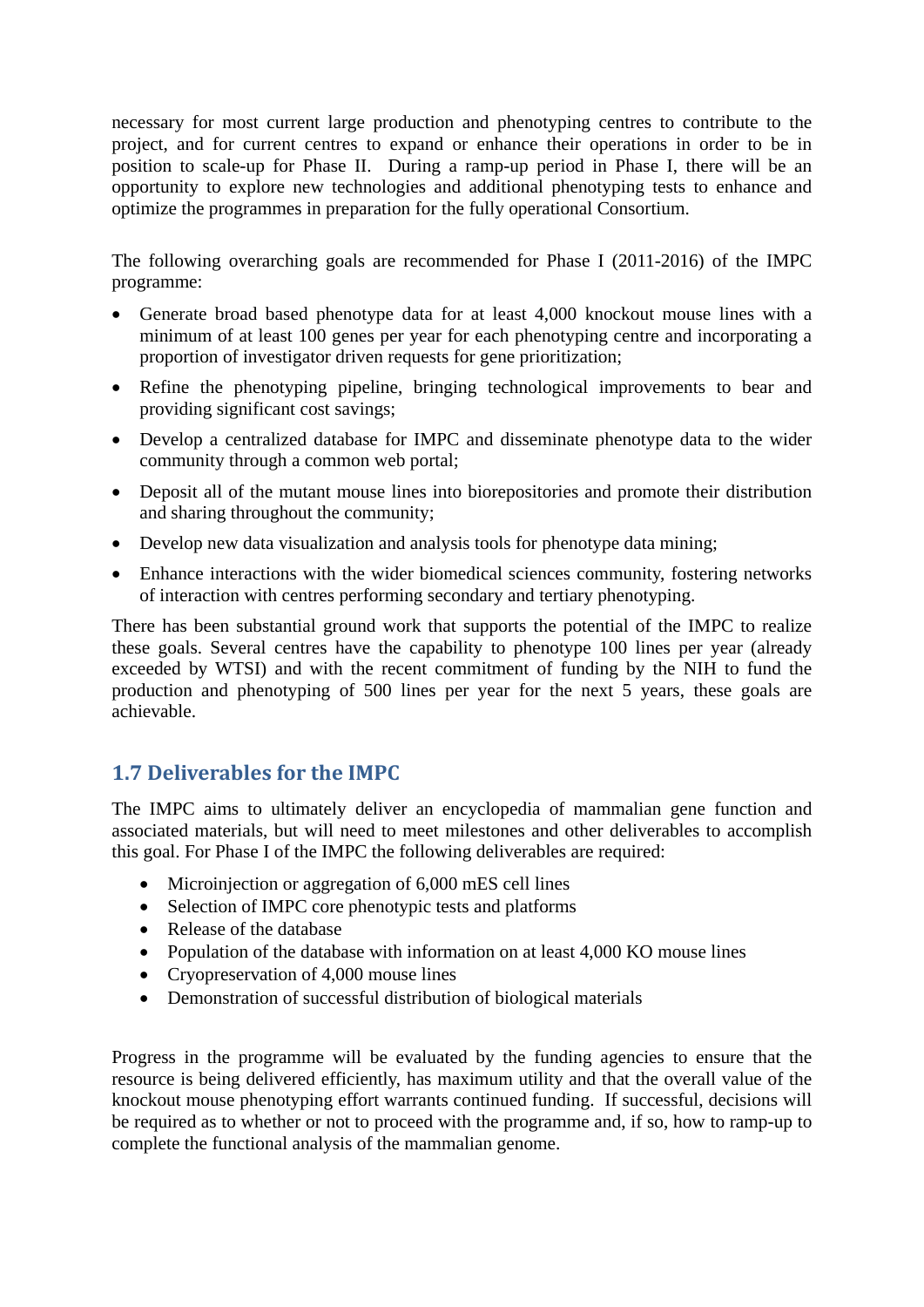necessary for most current large production and phenotyping centres to contribute to the project, and for current centres to expand or enhance their operations in order to be in position to scale-up for Phase II. During a ramp-up period in Phase I, there will be an opportunity to explore new technologies and additional phenotyping tests to enhance and optimize the programmes in preparation for the fully operational Consortium.

The following overarching goals are recommended for Phase I (2011-2016) of the IMPC programme:

- Generate broad based phenotype data for at least 4,000 knockout mouse lines with a minimum of at least 100 genes per year for each phenotyping centre and incorporating a proportion of investigator driven requests for gene prioritization;
- Refine the phenotyping pipeline, bringing technological improvements to bear and providing significant cost savings;
- Develop a centralized database for IMPC and disseminate phenotype data to the wider community through a common web portal;
- Deposit all of the mutant mouse lines into biorepositories and promote their distribution and sharing throughout the community;
- Develop new data visualization and analysis tools for phenotype data mining;
- Enhance interactions with the wider biomedical sciences community, fostering networks of interaction with centres performing secondary and tertiary phenotyping.

There has been substantial ground work that supports the potential of the IMPC to realize these goals. Several centres have the capability to phenotype 100 lines per year (already exceeded by WTSI) and with the recent commitment of funding by the NIH to fund the production and phenotyping of 500 lines per year for the next 5 years, these goals are achievable.

## 1.7 Deliverables for the IMPC

The IMPC aims to ultimately deliver an encyclopedia of mammalian gene function and associated materials, but will need to meet milestones and other deliverables to accomplish this goal. For Phase I of the IMPC the following deliverables are required:

- Microinjection or aggregation of 6,000 mES cell lines
- Selection of IMPC core phenotypic tests and platforms
- Release of the database
- Population of the database with information on at least 4,000 KO mouse lines
- Cryopreservation of 4,000 mouse lines
- Demonstration of successful distribution of biological materials

Progress in the programme will be evaluated by the funding agencies to ensure that the resource is being delivered efficiently, has maximum utility and that the overall value of the knockout mouse phenotyping effort warrants continued funding. If successful, decisions will be required as to whether or not to proceed with the programme and, if so, how to ramp-up to complete the functional analysis of the mammalian genome.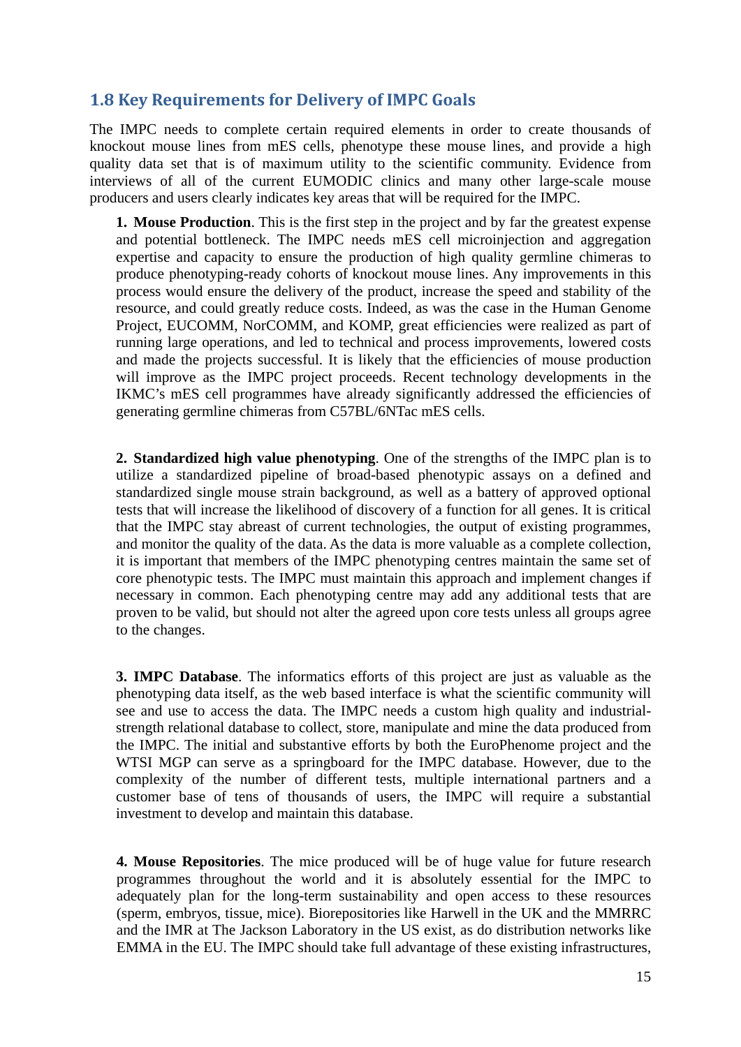## 1.8 Key Requirements for Delivery of IMPC Goals

The IMPC needs to complete certain required elements in order to create thousands of knockout mouse lines from mES cells, phenotype these mouse lines, and provide a high quality data set that is of maximum utility to the scientific community. Evidence from interviews of all of the current EUMODIC clinics and many other large-scale mouse producers and users clearly indicates key areas that will be required for the IMPC.

**1. Mouse Production**. This is the first step in the project and by far the greatest expense and potential bottleneck. The IMPC needs mES cell microinjection and aggregation expertise and capacity to ensure the production of high quality germline chimeras to produce phenotyping-ready cohorts of knockout mouse lines. Any improvements in this process would ensure the delivery of the product, increase the speed and stability of the resource, and could greatly reduce costs. Indeed, as was the case in the Human Genome Project, EUCOMM, NorCOMM, and KOMP, great efficiencies were realized as part of running large operations, and led to technical and process improvements, lowered costs and made the projects successful. It is likely that the efficiencies of mouse production will improve as the IMPC project proceeds. Recent technology developments in the IKMC's mES cell programmes have already significantly addressed the efficiencies of generating germline chimeras from C57BL/6NTac mES cells.

**2. Standardized high value phenotyping**. One of the strengths of the IMPC plan is to utilize a standardized pipeline of broad-based phenotypic assays on a defined and standardized single mouse strain background, as well as a battery of approved optional tests that will increase the likelihood of discovery of a function for all genes. It is critical that the IMPC stay abreast of current technologies, the output of existing programmes, and monitor the quality of the data. As the data is more valuable as a complete collection, it is important that members of the IMPC phenotyping centres maintain the same set of core phenotypic tests. The IMPC must maintain this approach and implement changes if necessary in common. Each phenotyping centre may add any additional tests that are proven to be valid, but should not alter the agreed upon core tests unless all groups agree to the changes.

**3. IMPC Database**. The informatics efforts of this project are just as valuable as the phenotyping data itself, as the web based interface is what the scientific community will see and use to access the data. The IMPC needs a custom high quality and industrial-strength relational database to collect, store, manipulate and mine the data produced from the IMPC. The initial and substantive efforts by both the EuroPhenome project and the WTSI MGP can serve as a springboard for the IMPC database. However, due to the complexity of the number of different tests, multiple international partners and a customer base of tens of thousands of users, the IMPC will require a substantial investment to develop and maintain this database.

**4. Mouse Repositories**. The mice produced will be of huge value for future research programmes throughout the world and it is absolutely essential for the IMPC to adequately plan for the long-term sustainability and open access to these resources (sperm, embryos, tissue, mice). Biorepositories like Harwell in the UK and the MMRRC and the IMR at The Jackson Laboratory in the US exist, as do distribution networks like EMMA in the EU. The IMPC should take full advantage of these existing infrastructures,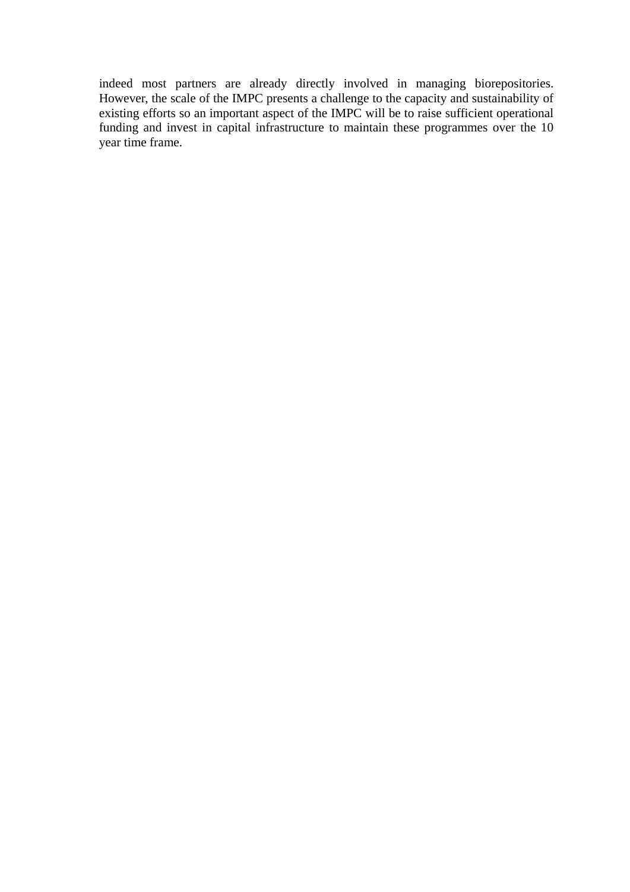indeed most partners are already directly involved in managing biorepositories. However, the scale of the IMPC presents a challenge to the capacity and sustainability of existing efforts so an important aspect of the IMPC will be to raise sufficient operational funding and invest in capital infrastructure to maintain these programmes over the 10 year time frame.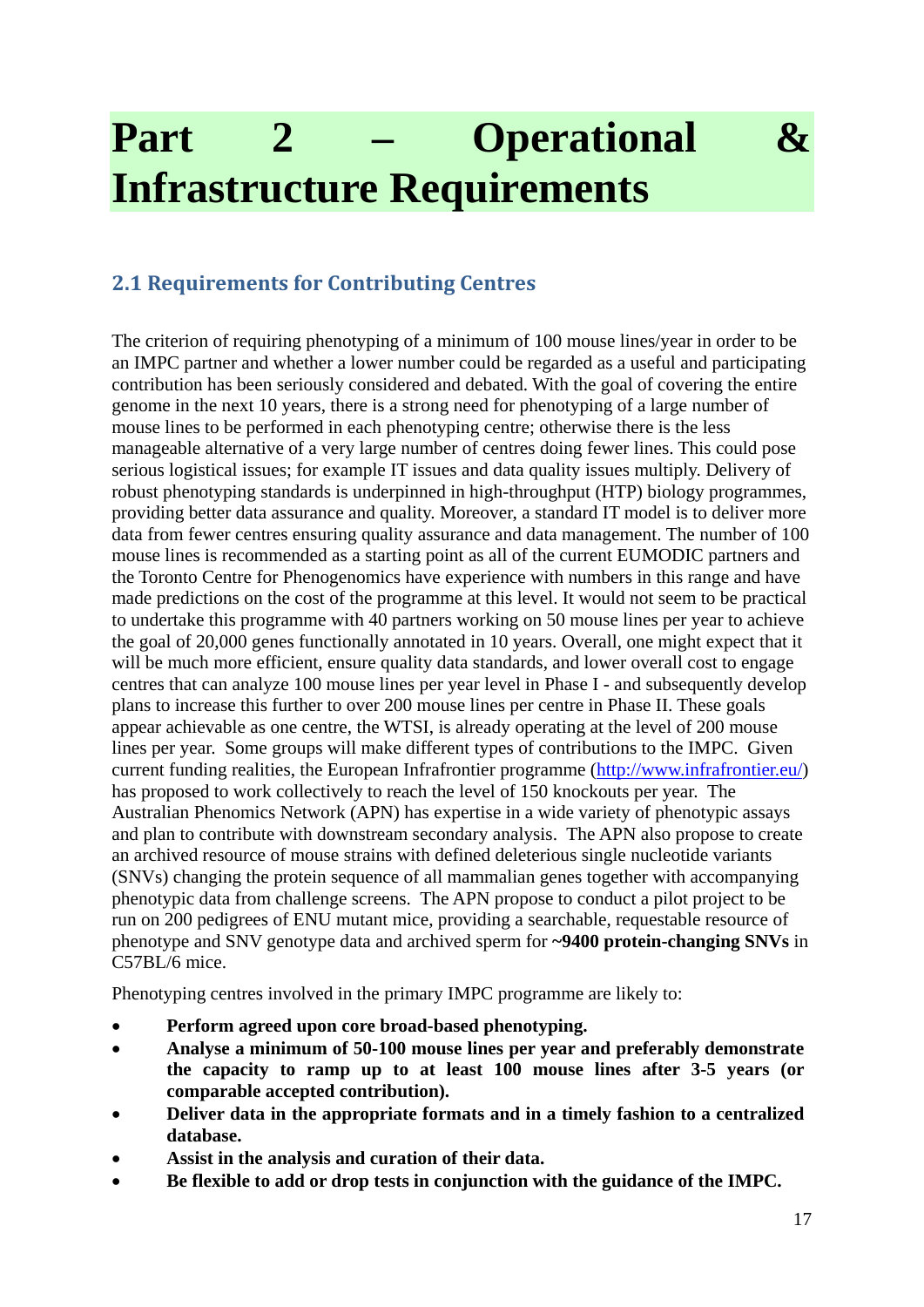# Part 2 – Operational & Infrastructure Requirements

## 2.1 Requirements for Contributing Centres

The criterion of requiring phenotyping of a minimum of 100 mouse lines/year in order to be an IMPC partner and whether a lower number could be regarded as a useful and participating contribution has been seriously considered and debated. With the goal of covering the entire genome in the next 10 years, there is a strong need for phenotyping of a large number of mouse lines to be performed in each phenotyping centre; otherwise there is the less manageable alternative of a very large number of centres doing fewer lines. This could pose serious logistical issues; for example IT issues and data quality issues multiply. Delivery of robust phenotyping standards is underpinned in high-throughput (HTP) biology programmes, providing better data assurance and quality. Moreover, a standard IT model is to deliver more data from fewer centres ensuring quality assurance and data management. The number of 100 mouse lines is recommended as a starting point as all of the current EUMODIC partners and the Toronto Centre for Phenogenomics have experience with numbers in this range and have made predictions on the cost of the programme at this level. It would not seem to be practical to undertake this programme with 40 partners working on 50 mouse lines per year to achieve the goal of 20,000 genes functionally annotated in 10 years. Overall, one might expect that it will be much more efficient, ensure quality data standards, and lower overall cost to engage centres that can analyze 100 mouse lines per year level in Phase I - and subsequently develop plans to increase this further to over 200 mouse lines per centre in Phase II. These goals appear achievable as one centre, the WTSI, is already operating at the level of 200 mouse lines per year. Some groups will make different types of contributions to the IMPC. Given current funding realities, the European Infrafrontier programme (http://www.infrafrontier.eu/) has proposed to work collectively to reach the level of 150 knockouts per year. The Australian Phenomics Network (APN) has expertise in a wide variety of phenotypic assays and plan to contribute with downstream secondary analysis. The APN also propose to create an archived resource of mouse strains with defined deleterious single nucleotide variants (SNVs) changing the protein sequence of all mammalian genes together with accompanying phenotypic data from challenge screens. The APN propose to conduct a pilot project to be run on 200 pedigrees of ENU mutant mice, providing a searchable, requestable resource of phenotype and SNV genotype data and archived sperm for **~9400 protein-changing SNVs** in C57BL/6 mice.

Phenotyping centres involved in the primary IMPC programme are likely to:

- **Perform agreed upon core broad-based phenotyping.**
- **Analyse a minimum of 50-100 mouse lines per year and preferably demonstrate the capacity to ramp up to at least 100 mouse lines after 3-5 years (or comparable accepted contribution).**
- **Deliver data in the appropriate formats and in a timely fashion to a centralized database.**
- **Assist in the analysis and curation of their data.**
- **Be flexible to add or drop tests in conjunction with the guidance of the IMPC.**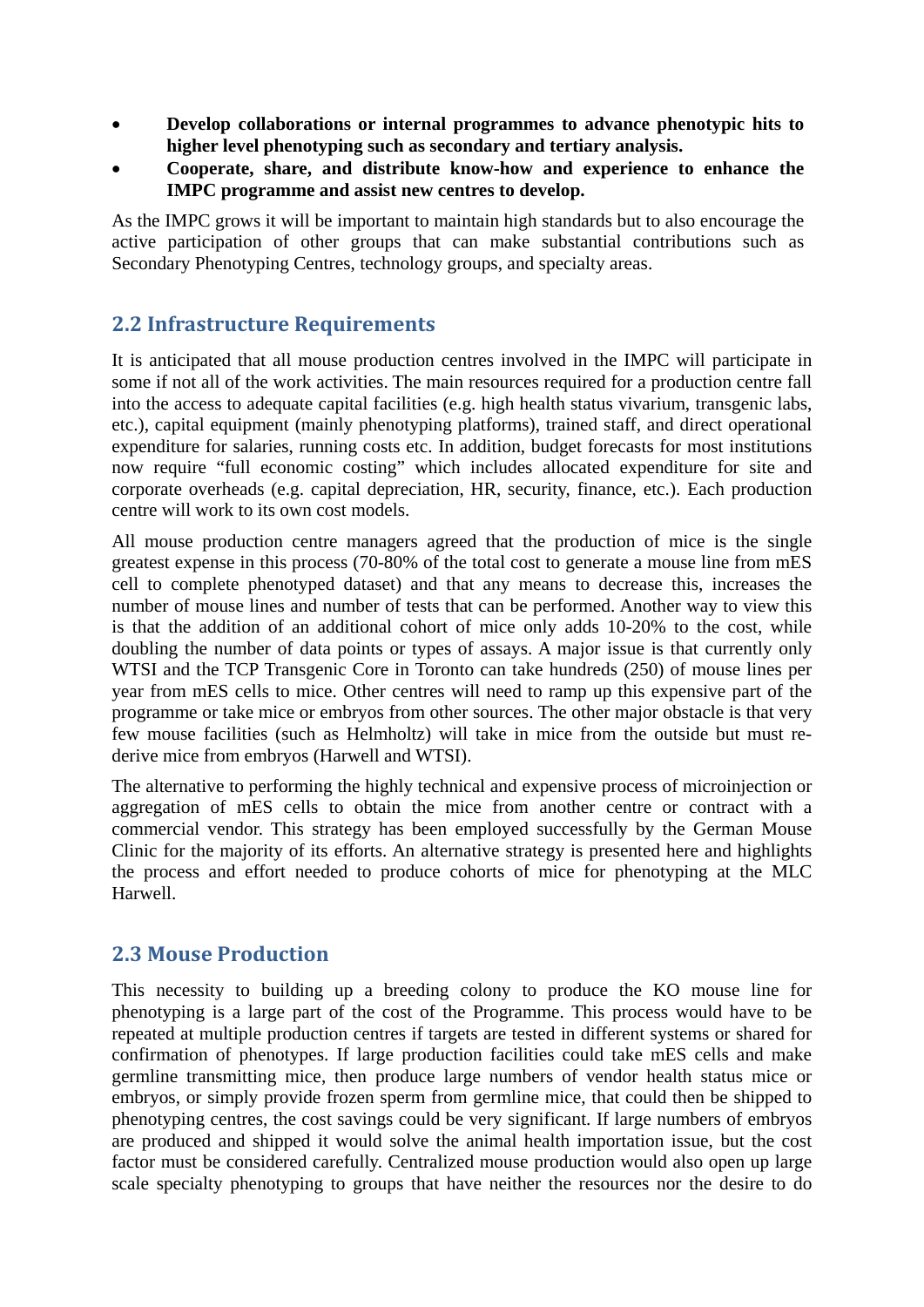- **Develop collaborations or internal programmes to advance phenotypic hits to higher level phenotyping such as secondary and tertiary analysis.**
- **Cooperate, share, and distribute know-how and experience to enhance the IMPC programme and assist new centres to develop.**

As the IMPC grows it will be important to maintain high standards but to also encourage the active participation of other groups that can make substantial contributions such as Secondary Phenotyping Centres, technology groups, and specialty areas.

## 2.2 Infrastructure Requirements

It is anticipated that all mouse production centres involved in the IMPC will participate in some if not all of the work activities. The main resources required for a production centre fall into the access to adequate capital facilities (e.g. high health status vivarium, transgenic labs, etc.), capital equipment (mainly phenotyping platforms), trained staff, and direct operational expenditure for salaries, running costs etc. In addition, budget forecasts for most institutions now require "full economic costing" which includes allocated expenditure for site and corporate overheads (e.g. capital depreciation, HR, security, finance, etc.). Each production centre will work to its own cost models.

All mouse production centre managers agreed that the production of mice is the single greatest expense in this process (70-80% of the total cost to generate a mouse line from mES cell to complete phenotyped dataset) and that any means to decrease this, increases the number of mouse lines and number of tests that can be performed. Another way to view this is that the addition of an additional cohort of mice only adds 10-20% to the cost, while doubling the number of data points or types of assays. A major issue is that currently only WTSI and the TCP Transgenic Core in Toronto can take hundreds (250) of mouse lines per year from mES cells to mice. Other centres will need to ramp up this expensive part of the programme or take mice or embryos from other sources. The other major obstacle is that very few mouse facilities (such as Helmholtz) will take in mice from the outside but must re-derive mice from embryos (Harwell and WTSI).

The alternative to performing the highly technical and expensive process of microinjection or aggregation of mES cells to obtain the mice from another centre or contract with a commercial vendor. This strategy has been employed successfully by the German Mouse Clinic for the majority of its efforts. An alternative strategy is presented here and highlights the process and effort needed to produce cohorts of mice for phenotyping at the MLC Harwell.

## 2.3 Mouse Production

This necessity to building up a breeding colony to produce the KO mouse line for phenotyping is a large part of the cost of the Programme. This process would have to be repeated at multiple production centres if targets are tested in different systems or shared for confirmation of phenotypes. If large production facilities could take mES cells and make germline transmitting mice, then produce large numbers of vendor health status mice or embryos, or simply provide frozen sperm from germline mice, that could then be shipped to phenotyping centres, the cost savings could be very significant. If large numbers of embryos are produced and shipped it would solve the animal health importation issue, but the cost factor must be considered carefully. Centralized mouse production would also open up large scale specialty phenotyping to groups that have neither the resources nor the desire to do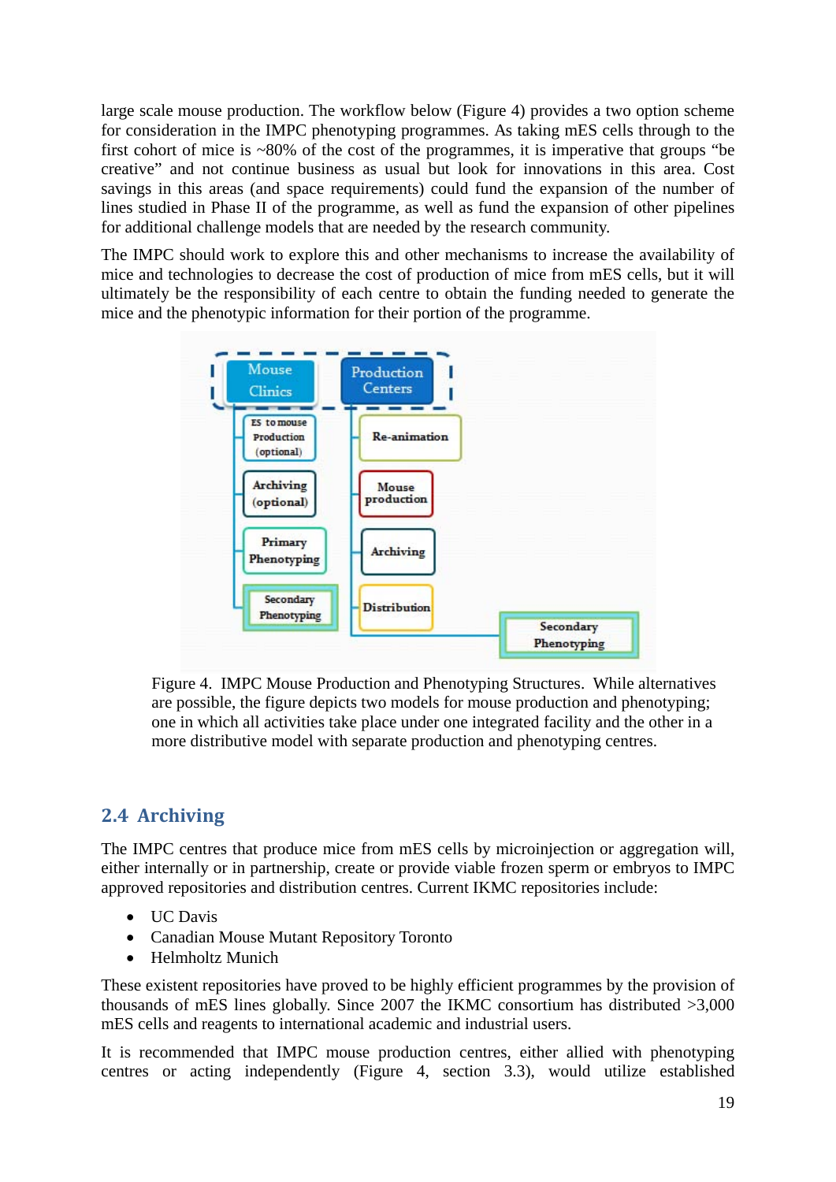large scale mouse production. The workflow below (Figure 4) provides a two option scheme for consideration in the IMPC phenotyping programmes. As taking mES cells through to the first cohort of mice is ~80% of the cost of the programmes, it is imperative that groups "be creative" and not continue business as usual but look for innovations in this area. Cost savings in this areas (and space requirements) could fund the expansion of the number of lines studied in Phase II of the programme, as well as fund the expansion of other pipelines for additional challenge models that are needed by the research community.

The IMPC should work to explore this and other mechanisms to increase the availability of mice and technologies to decrease the cost of production of mice from mES cells, but it will ultimately be the responsibility of each centre to obtain the funding needed to generate the mice and the phenotypic information for their portion of the programme.

Figure 4. IMPC Mouse Production and Phenotyping Structures. While alternatives are possible, the figure depicts two models for mouse production and phenotyping; one in which all activities take place under one integrated facility and the other in a more distributive model with separate production and phenotyping centres.

## 2.4 Archiving

The IMPC centres that produce mice from mES cells by microinjection or aggregation will, either internally or in partnership, create or provide viable frozen sperm or embryos to IMPC approved repositories and distribution centres. Current IKMC repositories include:

- UC Davis
- Canadian Mouse Mutant Repository Toronto
- Helmholtz Munich

These existent repositories have proved to be highly efficient programmes by the provision of thousands of mES lines globally. Since 2007 the IKMC consortium has distributed >3,000 mES cells and reagents to international academic and industrial users.

It is recommended that IMPC mouse production centres, either allied with phenotyping centres or acting independently (Figure 4, section 3.3), would utilize established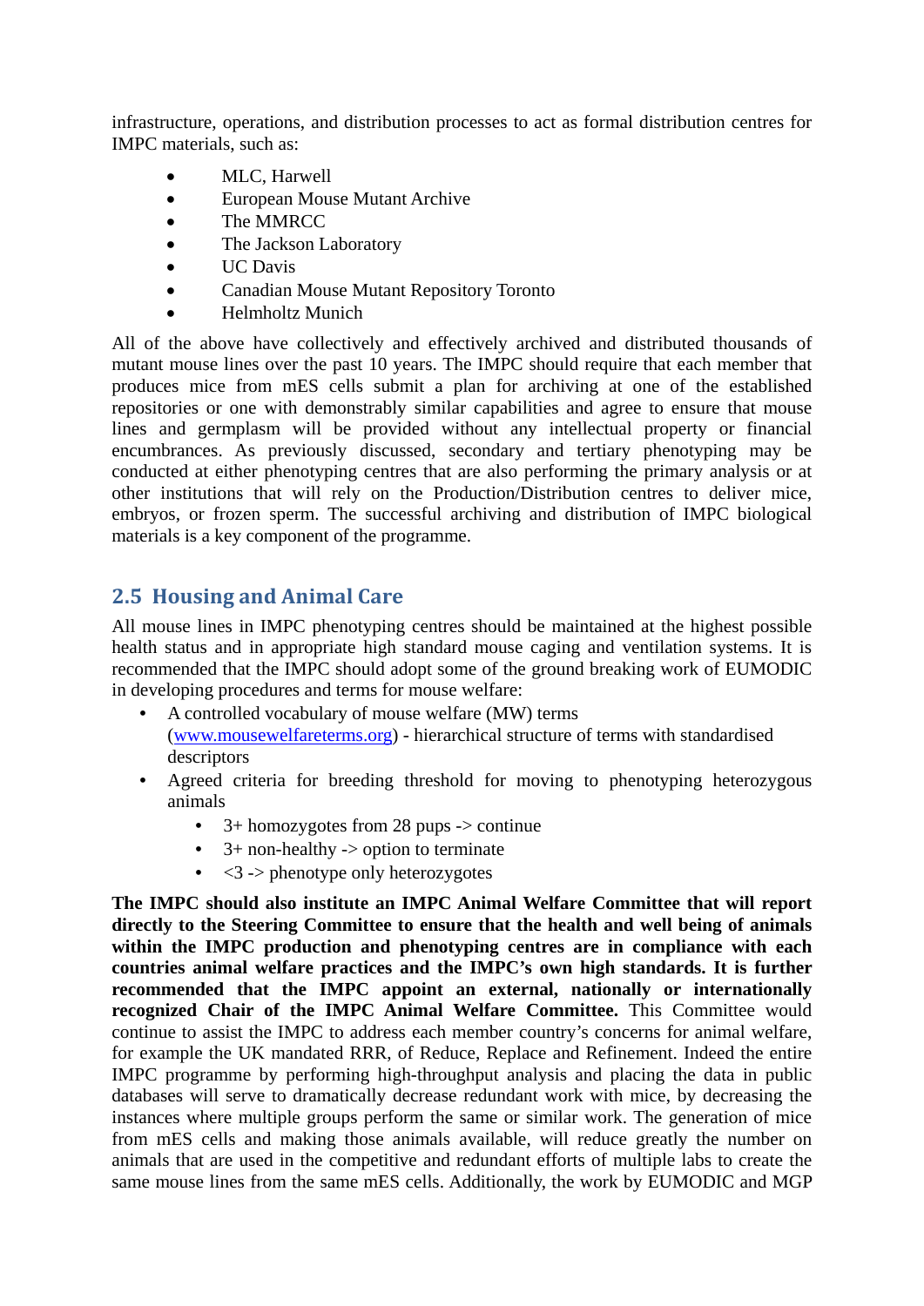infrastructure, operations, and distribution processes to act as formal distribution centres for IMPC materials, such as:

- MLC, Harwell
- European Mouse Mutant Archive
- The MMRCC
- The Jackson Laboratory
- UC Davis
- Canadian Mouse Mutant Repository Toronto
- Helmholtz Munich

All of the above have collectively and effectively archived and distributed thousands of mutant mouse lines over the past 10 years. The IMPC should require that each member that produces mice from mES cells submit a plan for archiving at one of the established repositories or one with demonstrably similar capabilities and agree to ensure that mouse lines and germplasm will be provided without any intellectual property or financial encumbrances. As previously discussed, secondary and tertiary phenotyping may be conducted at either phenotyping centres that are also performing the primary analysis or at other institutions that will rely on the Production/Distribution centres to deliver mice, embryos, or frozen sperm. The successful archiving and distribution of IMPC biological materials is a key component of the programme.

## 2.5 Housing and Animal Care

All mouse lines in IMPC phenotyping centres should be maintained at the highest possible health status and in appropriate high standard mouse caging and ventilation systems. It is recommended that the IMPC should adopt some of the ground breaking work of EUMODIC in developing procedures and terms for mouse welfare:

- A controlled vocabulary of mouse welfare (MW) terms (www.mousewelfareterms.org) - hierarchical structure of terms with standardised descriptors
- Agreed criteria for breeding threshold for moving to phenotyping heterozygous animals
  - 3+ homozygotes from 28 pups -> continue
  - 3+ non-healthy -> option to terminate
  - <3 -> phenotype only heterozygotes

**The IMPC should also institute an IMPC Animal Welfare Committee that will report directly to the Steering Committee to ensure that the health and well being of animals within the IMPC production and phenotyping centres are in compliance with each countries animal welfare practices and the IMPC's own high standards. It is further recommended that the IMPC appoint an external, nationally or internationally recognized Chair of the IMPC Animal Welfare Committee.** This Committee would continue to assist the IMPC to address each member country's concerns for animal welfare, for example the UK mandated RRR, of Reduce, Replace and Refinement. Indeed the entire IMPC programme by performing high-throughput analysis and placing the data in public databases will serve to dramatically decrease redundant work with mice, by decreasing the instances where multiple groups perform the same or similar work. The generation of mice from mES cells and making those animals available, will reduce greatly the number on animals that are used in the competitive and redundant efforts of multiple labs to create the same mouse lines from the same mES cells. Additionally, the work by EUMODIC and MGP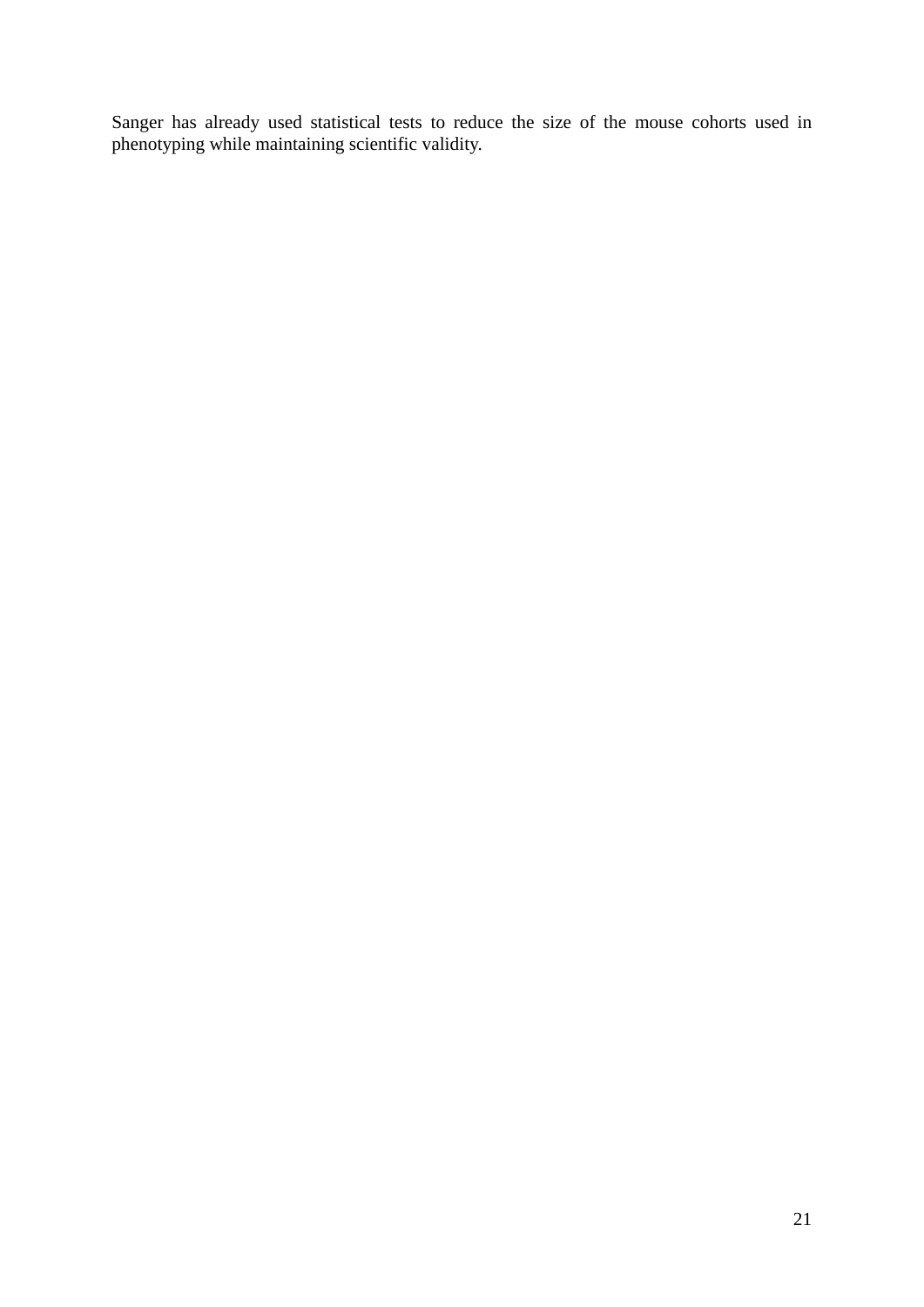Sanger has already used statistical tests to reduce the size of the mouse cohorts used in phenotyping while maintaining scientific validity.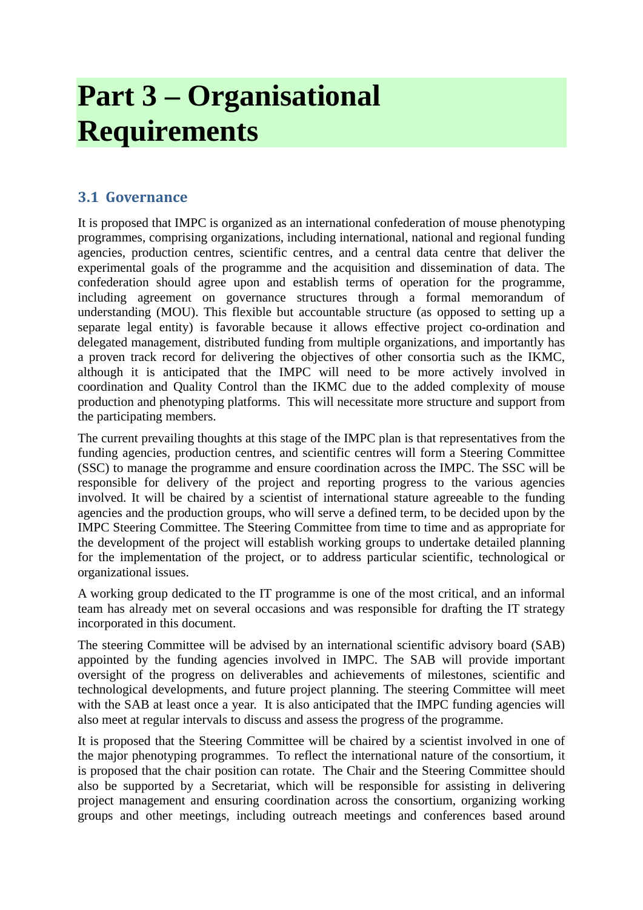# Part 3 – Organisational Requirements

## 3.1 Governance

It is proposed that IMPC is organized as an international confederation of mouse phenotyping programmes, comprising organizations, including international, national and regional funding agencies, production centres, scientific centres, and a central data centre that deliver the experimental goals of the programme and the acquisition and dissemination of data. The confederation should agree upon and establish terms of operation for the programme, including agreement on governance structures through a formal memorandum of understanding (MOU). This flexible but accountable structure (as opposed to setting up a separate legal entity) is favorable because it allows effective project co-ordination and delegated management, distributed funding from multiple organizations, and importantly has a proven track record for delivering the objectives of other consortia such as the IKMC, although it is anticipated that the IMPC will need to be more actively involved in coordination and Quality Control than the IKMC due to the added complexity of mouse production and phenotyping platforms. This will necessitate more structure and support from the participating members.

The current prevailing thoughts at this stage of the IMPC plan is that representatives from the funding agencies, production centres, and scientific centres will form a Steering Committee (SSC) to manage the programme and ensure coordination across the IMPC. The SSC will be responsible for delivery of the project and reporting progress to the various agencies involved. It will be chaired by a scientist of international stature agreeable to the funding agencies and the production groups, who will serve a defined term, to be decided upon by the IMPC Steering Committee. The Steering Committee from time to time and as appropriate for the development of the project will establish working groups to undertake detailed planning for the implementation of the project, or to address particular scientific, technological or organizational issues.

A working group dedicated to the IT programme is one of the most critical, and an informal team has already met on several occasions and was responsible for drafting the IT strategy incorporated in this document.

The steering Committee will be advised by an international scientific advisory board (SAB) appointed by the funding agencies involved in IMPC. The SAB will provide important oversight of the progress on deliverables and achievements of milestones, scientific and technological developments, and future project planning. The steering Committee will meet with the SAB at least once a year. It is also anticipated that the IMPC funding agencies will also meet at regular intervals to discuss and assess the progress of the programme.

It is proposed that the Steering Committee will be chaired by a scientist involved in one of the major phenotyping programmes. To reflect the international nature of the consortium, it is proposed that the chair position can rotate. The Chair and the Steering Committee should also be supported by a Secretariat, which will be responsible for assisting in delivering project management and ensuring coordination across the consortium, organizing working groups and other meetings, including outreach meetings and conferences based around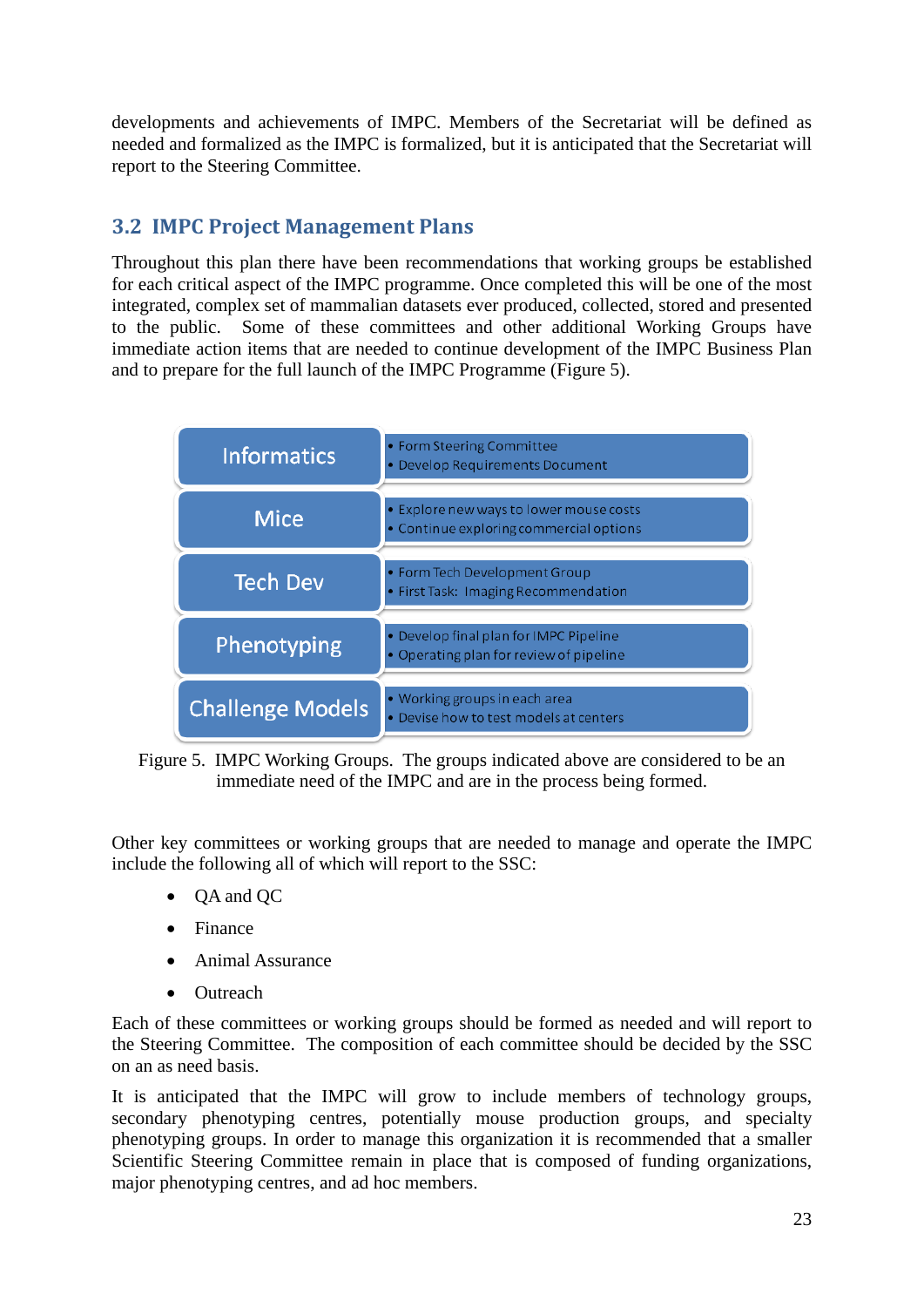developments and achievements of IMPC. Members of the Secretariat will be defined as needed and formalized as the IMPC is formalized, but it is anticipated that the Secretariat will report to the Steering Committee.

## 3.2 IMPC Project Management Plans

Throughout this plan there have been recommendations that working groups be established for each critical aspect of the IMPC programme. Once completed this will be one of the most integrated, complex set of mammalian datasets ever produced, collected, stored and presented to the public. Some of these committees and other additional Working Groups have immediate action items that are needed to continue development of the IMPC Business Plan and to prepare for the full launch of the IMPC Programme (Figure 5).

| Working Group | Action Items |
| --- | --- |
| Informatics | • Form Steering Committee<br>• Develop Requirements Document |
| Mice | • Explore new ways to lower mouse costs<br>• Continue exploring commercial options |
| Tech Dev | • Form Tech Development Group<br>• First Task: Imaging Recommendation |
| Phenotyping | • Develop final plan for IMPC Pipeline<br>• Operating plan for review of pipeline |
| Challenge Models | • Working groups in each area<br>• Devise how to test models at centers |

Figure 5. IMPC Working Groups. The groups indicated above are considered to be an immediate need of the IMPC and are in the process being formed.

Other key committees or working groups that are needed to manage and operate the IMPC include the following all of which will report to the SSC:

- QA and QC
- Finance
- Animal Assurance
- Outreach

Each of these committees or working groups should be formed as needed and will report to the Steering Committee. The composition of each committee should be decided by the SSC on an as need basis.

It is anticipated that the IMPC will grow to include members of technology groups, secondary phenotyping centres, potentially mouse production groups, and specialty phenotyping groups. In order to manage this organization it is recommended that a smaller Scientific Steering Committee remain in place that is composed of funding organizations, major phenotyping centres, and ad hoc members.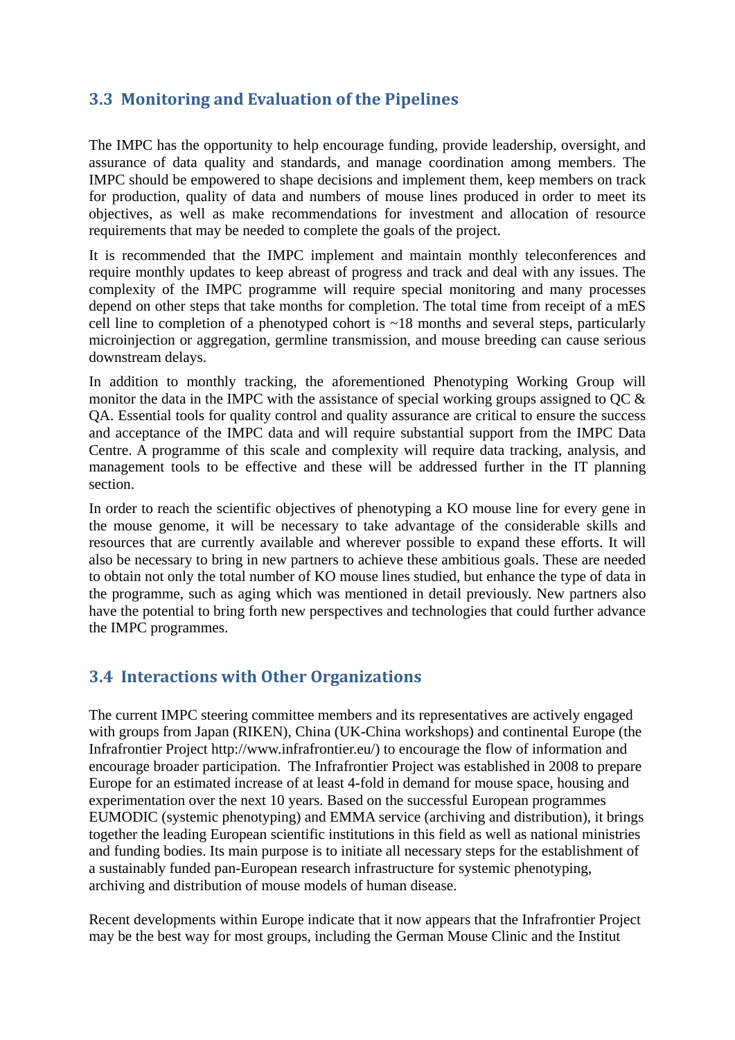## 3.3 Monitoring and Evaluation of the Pipelines

The IMPC has the opportunity to help encourage funding, provide leadership, oversight, and assurance of data quality and standards, and manage coordination among members. The IMPC should be empowered to shape decisions and implement them, keep members on track for production, quality of data and numbers of mouse lines produced in order to meet its objectives, as well as make recommendations for investment and allocation of resource requirements that may be needed to complete the goals of the project.

It is recommended that the IMPC implement and maintain monthly teleconferences and require monthly updates to keep abreast of progress and track and deal with any issues. The complexity of the IMPC programme will require special monitoring and many processes depend on other steps that take months for completion. The total time from receipt of a mES cell line to completion of a phenotyped cohort is ~18 months and several steps, particularly microinjection or aggregation, germline transmission, and mouse breeding can cause serious downstream delays.

In addition to monthly tracking, the aforementioned Phenotyping Working Group will monitor the data in the IMPC with the assistance of special working groups assigned to QC & QA. Essential tools for quality control and quality assurance are critical to ensure the success and acceptance of the IMPC data and will require substantial support from the IMPC Data Centre. A programme of this scale and complexity will require data tracking, analysis, and management tools to be effective and these will be addressed further in the IT planning section.

In order to reach the scientific objectives of phenotyping a KO mouse line for every gene in the mouse genome, it will be necessary to take advantage of the considerable skills and resources that are currently available and wherever possible to expand these efforts. It will also be necessary to bring in new partners to achieve these ambitious goals. These are needed to obtain not only the total number of KO mouse lines studied, but enhance the type of data in the programme, such as aging which was mentioned in detail previously. New partners also have the potential to bring forth new perspectives and technologies that could further advance the IMPC programmes.

## 3.4 Interactions with Other Organizations

The current IMPC steering committee members and its representatives are actively engaged with groups from Japan (RIKEN), China (UK-China workshops) and continental Europe (the Infrafrontier Project http://www.infrafrontier.eu/) to encourage the flow of information and encourage broader participation. The Infrafrontier Project was established in 2008 to prepare Europe for an estimated increase of at least 4-fold in demand for mouse space, housing and experimentation over the next 10 years. Based on the successful European programmes EUMODIC (systemic phenotyping) and EMMA service (archiving and distribution), it brings together the leading European scientific institutions in this field as well as national ministries and funding bodies. Its main purpose is to initiate all necessary steps for the establishment of a sustainably funded pan-European research infrastructure for systemic phenotyping, archiving and distribution of mouse models of human disease.

Recent developments within Europe indicate that it now appears that the Infrafrontier Project may be the best way for most groups, including the German Mouse Clinic and the Institut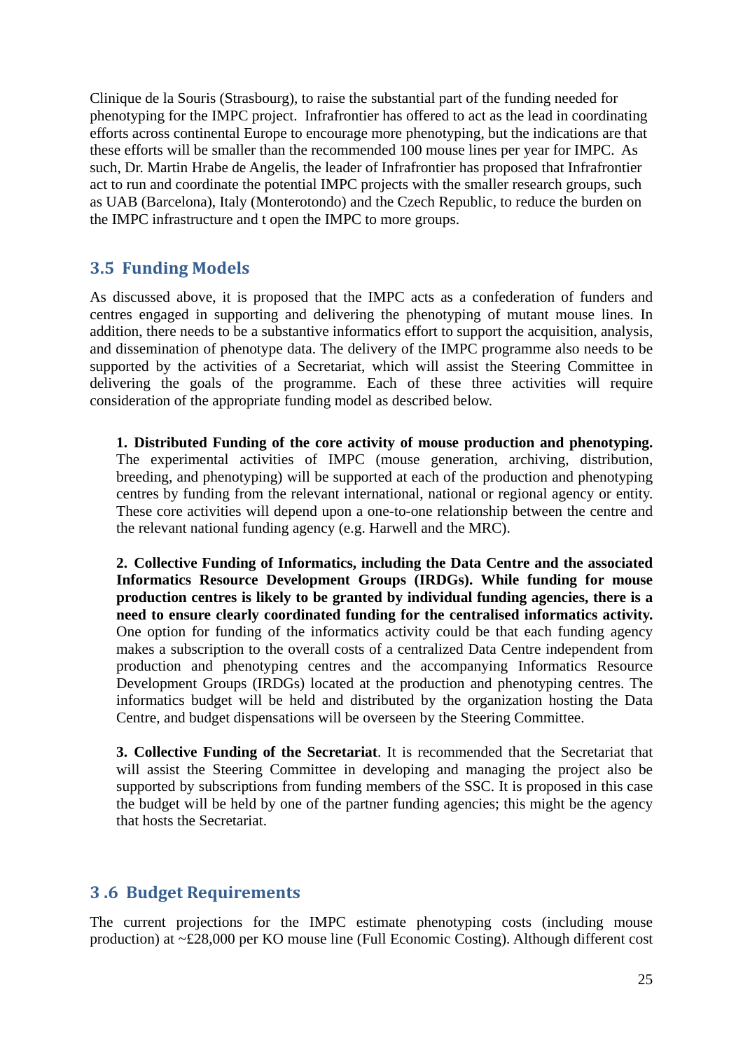Clinique de la Souris (Strasbourg), to raise the substantial part of the funding needed for phenotyping for the IMPC project. Infrafrontier has offered to act as the lead in coordinating efforts across continental Europe to encourage more phenotyping, but the indications are that these efforts will be smaller than the recommended 100 mouse lines per year for IMPC. As such, Dr. Martin Hrabe de Angelis, the leader of Infrafrontier has proposed that Infrafrontier act to run and coordinate the potential IMPC projects with the smaller research groups, such as UAB (Barcelona), Italy (Monterotondo) and the Czech Republic, to reduce the burden on the IMPC infrastructure and t open the IMPC to more groups.

## 3.5 Funding Models

As discussed above, it is proposed that the IMPC acts as a confederation of funders and centres engaged in supporting and delivering the phenotyping of mutant mouse lines. In addition, there needs to be a substantive informatics effort to support the acquisition, analysis, and dissemination of phenotype data. The delivery of the IMPC programme also needs to be supported by the activities of a Secretariat, which will assist the Steering Committee in delivering the goals of the programme. Each of these three activities will require consideration of the appropriate funding model as described below.

**1. Distributed Funding of the core activity of mouse production and phenotyping.** The experimental activities of IMPC (mouse generation, archiving, distribution, breeding, and phenotyping) will be supported at each of the production and phenotyping centres by funding from the relevant international, national or regional agency or entity. These core activities will depend upon a one-to-one relationship between the centre and the relevant national funding agency (e.g. Harwell and the MRC).

**2. Collective Funding of Informatics, including the Data Centre and the associated Informatics Resource Development Groups (IRDGs). While funding for mouse production centres is likely to be granted by individual funding agencies, there is a need to ensure clearly coordinated funding for the centralised informatics activity.** One option for funding of the informatics activity could be that each funding agency makes a subscription to the overall costs of a centralized Data Centre independent from production and phenotyping centres and the accompanying Informatics Resource Development Groups (IRDGs) located at the production and phenotyping centres. The informatics budget will be held and distributed by the organization hosting the Data Centre, and budget dispensations will be overseen by the Steering Committee.

**3. Collective Funding of the Secretariat**. It is recommended that the Secretariat that will assist the Steering Committee in developing and managing the project also be supported by subscriptions from funding members of the SSC. It is proposed in this case the budget will be held by one of the partner funding agencies; this might be the agency that hosts the Secretariat.

## 3 .6 Budget Requirements

The current projections for the IMPC estimate phenotyping costs (including mouse production) at ~£28,000 per KO mouse line (Full Economic Costing). Although different cost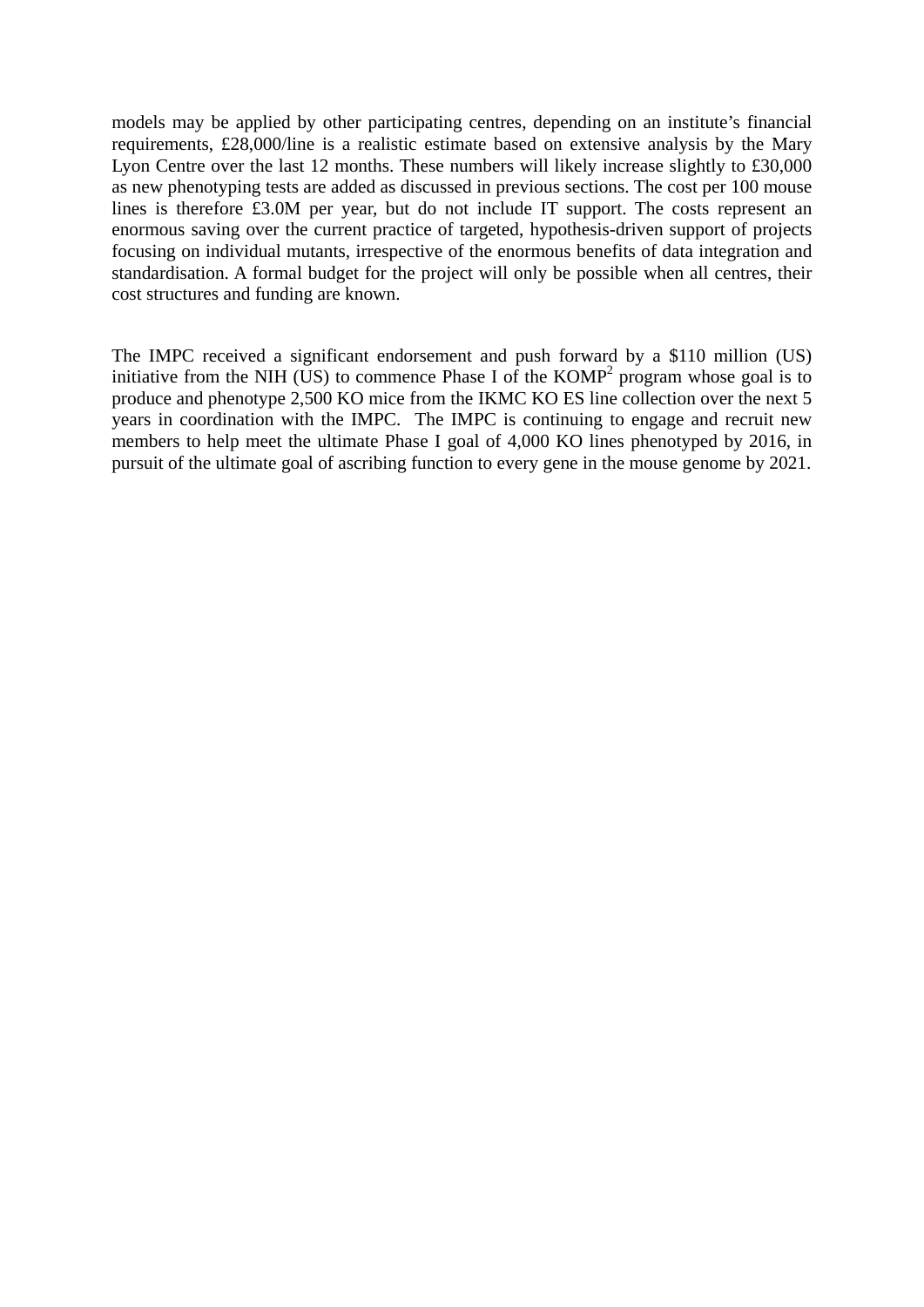models may be applied by other participating centres, depending on an institute's financial requirements, £28,000/line is a realistic estimate based on extensive analysis by the Mary Lyon Centre over the last 12 months. These numbers will likely increase slightly to £30,000 as new phenotyping tests are added as discussed in previous sections. The cost per 100 mouse lines is therefore £3.0M per year, but do not include IT support. The costs represent an enormous saving over the current practice of targeted, hypothesis-driven support of projects focusing on individual mutants, irrespective of the enormous benefits of data integration and standardisation. A formal budget for the project will only be possible when all centres, their cost structures and funding are known.

The IMPC received a significant endorsement and push forward by a $110 million (US) initiative from the NIH (US) to commence Phase I of the KOMP[2] program whose goal is to produce and phenotype 2,500 KO mice from the IKMC KO ES line collection over the next 5 years in coordination with the IMPC. The IMPC is continuing to engage and recruit new members to help meet the ultimate Phase I goal of 4,000 KO lines phenotyped by 2016, in pursuit of the ultimate goal of ascribing function to every gene in the mouse genome by 2021.